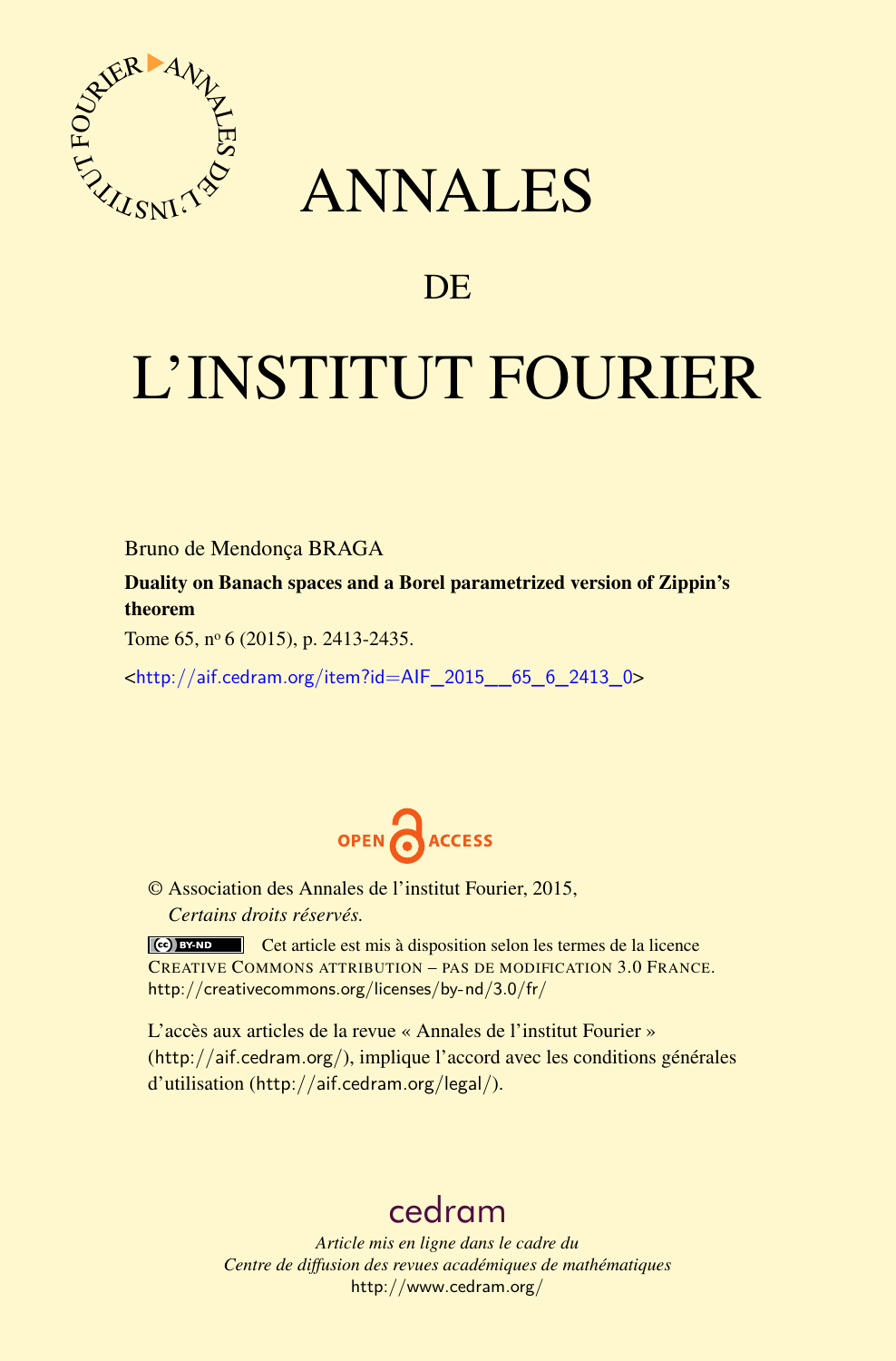# ANNALES

## DE

# L'INSTITUT FOURIER

Bruno de Mendonça BRAGA

**Duality on Banach spaces and a Borel parametrized version of Zippin's theorem**

Tome 65, nº 6 (2015), p. 2413-2435.

<http://aif.cedram.org/item?id=AIF_2015__65_6_2413_0>

OPEN ACCESS

© Association des Annales de l'institut Fourier, 2015,
*Certains droits réservés.*

Cet article est mis à disposition selon les termes de la licence CREATIVE COMMONS ATTRIBUTION – PAS DE MODIFICATION 3.0 FRANCE.
http://creativecommons.org/licenses/by-nd/3.0/fr/

L'accès aux articles de la revue « Annales de l'institut Fourier » (http://aif.cedram.org/), implique l'accord avec les conditions générales d'utilisation (http://aif.cedram.org/legal/).

cedram

*Article mis en ligne dans le cadre du*
*Centre de diffusion des revues académiques de mathématiques*
http://www.cedram.org/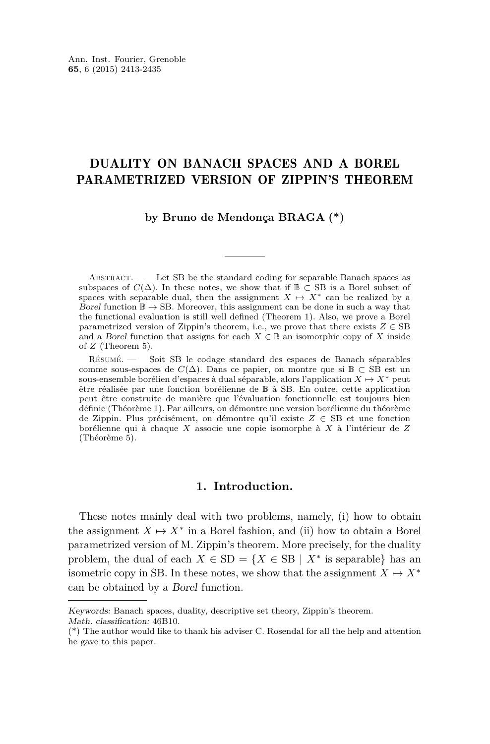# DUALITY ON BANACH SPACES AND A BOREL PARAMETRIZED VERSION OF ZIPPIN'S THEOREM

**by Bruno de Mendonça BRAGA (\*)**

Abstract. — Let SB be the standard coding for separable Banach spaces as subspaces of $C(\Delta)$. In these notes, we show that if $\mathbb{B} \subset \mathrm{SB}$ is a Borel subset of spaces with separable dual, then the assignment $X \mapsto X^*$ can be realized by a *Borel* function $\mathbb{B} \to \mathrm{SB}$. Moreover, this assignment can be done in such a way that the functional evaluation is still well defined (Theorem 1). Also, we prove a Borel parametrized version of Zippin's theorem, i.e., we prove that there exists $Z \in \mathrm{SB}$ and a *Borel* function that assigns for each $X \in \mathbb{B}$ an isomorphic copy of $X$ inside of $Z$ (Theorem 5).

Résumé. — Soit SB le codage standard des espaces de Banach séparables comme sous-espaces de $C(\Delta)$. Dans ce papier, on montre que si $\mathbb{B} \subset \mathrm{SB}$ est un sous-ensemble borélien d'espaces à dual séparable, alors l'application $X \mapsto X^*$ peut être réalisée par une fonction borélienne de $\mathbb{B}$ à SB. En outre, cette application peut être construite de manière que l'évaluation fonctionnelle est toujours bien définie (Théorème 1). Par ailleurs, on démontre une version borélienne du théorème de Zippin. Plus précisément, on démontre qu'il existe $Z \in \mathrm{SB}$ et une fonction borélienne qui à chaque $X$ associe une copie isomorphe à $X$ à l'intérieur de $Z$ (Théorème 5).

## 1. Introduction.

These notes mainly deal with two problems, namely, (i) how to obtain the assignment $X \mapsto X^*$ in a Borel fashion, and (ii) how to obtain a Borel parametrized version of M. Zippin's theorem. More precisely, for the duality problem, the dual of each $X \in \mathrm{SD} = \{X \in \mathrm{SB} \mid X^* \text{ is separable}\}$ has an isometric copy in SB. In these notes, we show that the assignment $X \mapsto X^*$ can be obtained by a *Borel* function.

*Keywords:* Banach spaces, duality, descriptive set theory, Zippin's theorem.
*Math. classification:* 46B10.
(\*) The author would like to thank his adviser C. Rosendal for all the help and attention he gave to this paper.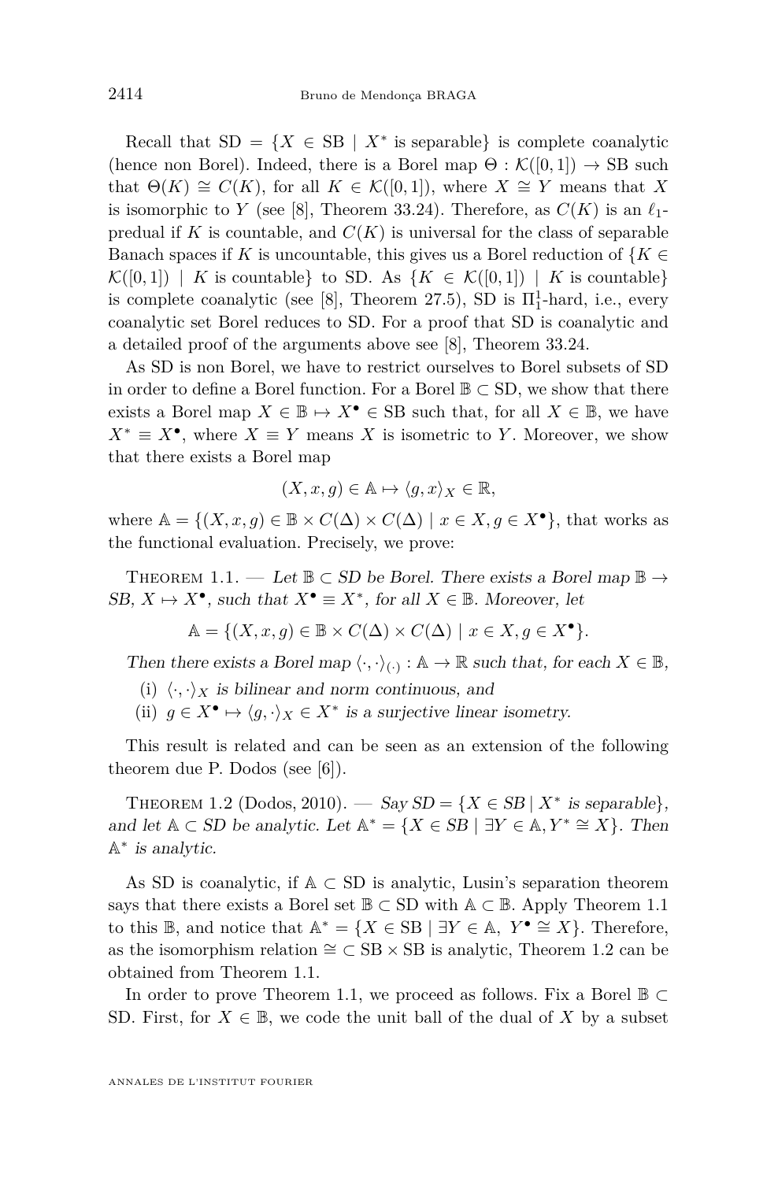Recall that $\mathrm{SD} = \{X \in \mathrm{SB} \mid X^* \text{ is separable}\}$ is complete coanalytic (hence non Borel). Indeed, there is a Borel map $\Theta : \mathcal{K}([0,1]) \to \mathrm{SB}$ such that $\Theta(K) \cong C(K)$, for all $K \in \mathcal{K}([0,1])$, where $X \cong Y$ means that $X$ is isomorphic to $Y$ (see [8], Theorem 33.24). Therefore, as $C(K)$ is an $\ell_1$-predual if $K$ is countable, and $C(K)$ is universal for the class of separable Banach spaces if $K$ is uncountable, this gives us a Borel reduction of $\{K \in \mathcal{K}([0,1]) \mid K \text{ is countable}\}$ to SD. As $\{K \in \mathcal{K}([0,1]) \mid K \text{ is countable}\}$ is complete coanalytic (see [8], Theorem 27.5), SD is $\Pi^1_1$-hard, i.e., every coanalytic set Borel reduces to SD. For a proof that SD is coanalytic and a detailed proof of the arguments above see [8], Theorem 33.24.

As SD is non Borel, we have to restrict ourselves to Borel subsets of SD in order to define a Borel function. For a Borel $\mathbb{B} \subset \mathrm{SD}$, we show that there exists a Borel map $X \in \mathbb{B} \mapsto X^\bullet \in \mathrm{SB}$ such that, for all $X \in \mathbb{B}$, we have $X^* \equiv X^\bullet$, where $X \equiv Y$ means $X$ is isometric to $Y$. Moreover, we show that there exists a Borel map

$$(X, x, g) \in \mathbb{A} \mapsto \langle g, x\rangle_X \in \mathbb{R},$$

where $\mathbb{A} = \{(X, x, g) \in \mathbb{B} \times C(\Delta) \times C(\Delta) \mid x \in X, g \in X^\bullet\}$, that works as the functional evaluation. Precisely, we prove:

**Theorem 1.1.** — *Let $\mathbb{B} \subset SD$ be Borel. There exists a Borel map $\mathbb{B} \to SB$, $X \mapsto X^\bullet$, such that $X^\bullet \equiv X^*$, for all $X \in \mathbb{B}$. Moreover, let*

$$\mathbb{A} = \{(X, x, g) \in \mathbb{B} \times C(\Delta) \times C(\Delta) \mid x \in X, g \in X^\bullet\}.$$

*Then there exists a Borel map $\langle \cdot, \cdot \rangle_{(\cdot)} : \mathbb{A} \to \mathbb{R}$ such that, for each $X \in \mathbb{B}$,*

- (i) *$\langle \cdot, \cdot \rangle_X$ is bilinear and norm continuous, and*
- (ii) *$g \in X^\bullet \mapsto \langle g, \cdot \rangle_X \in X^*$ is a surjective linear isometry.*

This result is related and can be seen as an extension of the following theorem due P. Dodos (see [6]).

**Theorem 1.2** (Dodos, 2010). — *Say $SD = \{X \in SB \mid X^* \text{ is separable}\}$, and let $\mathbb{A} \subset SD$ be analytic. Let $\mathbb{A}^* = \{X \in SB \mid \exists Y \in \mathbb{A}, Y^* \cong X\}$. Then $\mathbb{A}^*$ is analytic.*

As SD is coanalytic, if $\mathbb{A} \subset \mathrm{SD}$ is analytic, Lusin's separation theorem says that there exists a Borel set $\mathbb{B} \subset \mathrm{SD}$ with $\mathbb{A} \subset \mathbb{B}$. Apply Theorem 1.1 to this $\mathbb{B}$, and notice that $\mathbb{A}^* = \{X \in \mathrm{SB} \mid \exists Y \in \mathbb{A},\ Y^\bullet \cong X\}$. Therefore, as the isomorphism relation $\cong \subset \mathrm{SB} \times \mathrm{SB}$ is analytic, Theorem 1.2 can be obtained from Theorem 1.1.

In order to prove Theorem 1.1, we proceed as follows. Fix a Borel $\mathbb{B} \subset \mathrm{SD}$. First, for $X \in \mathbb{B}$, we code the unit ball of the dual of $X$ by a subset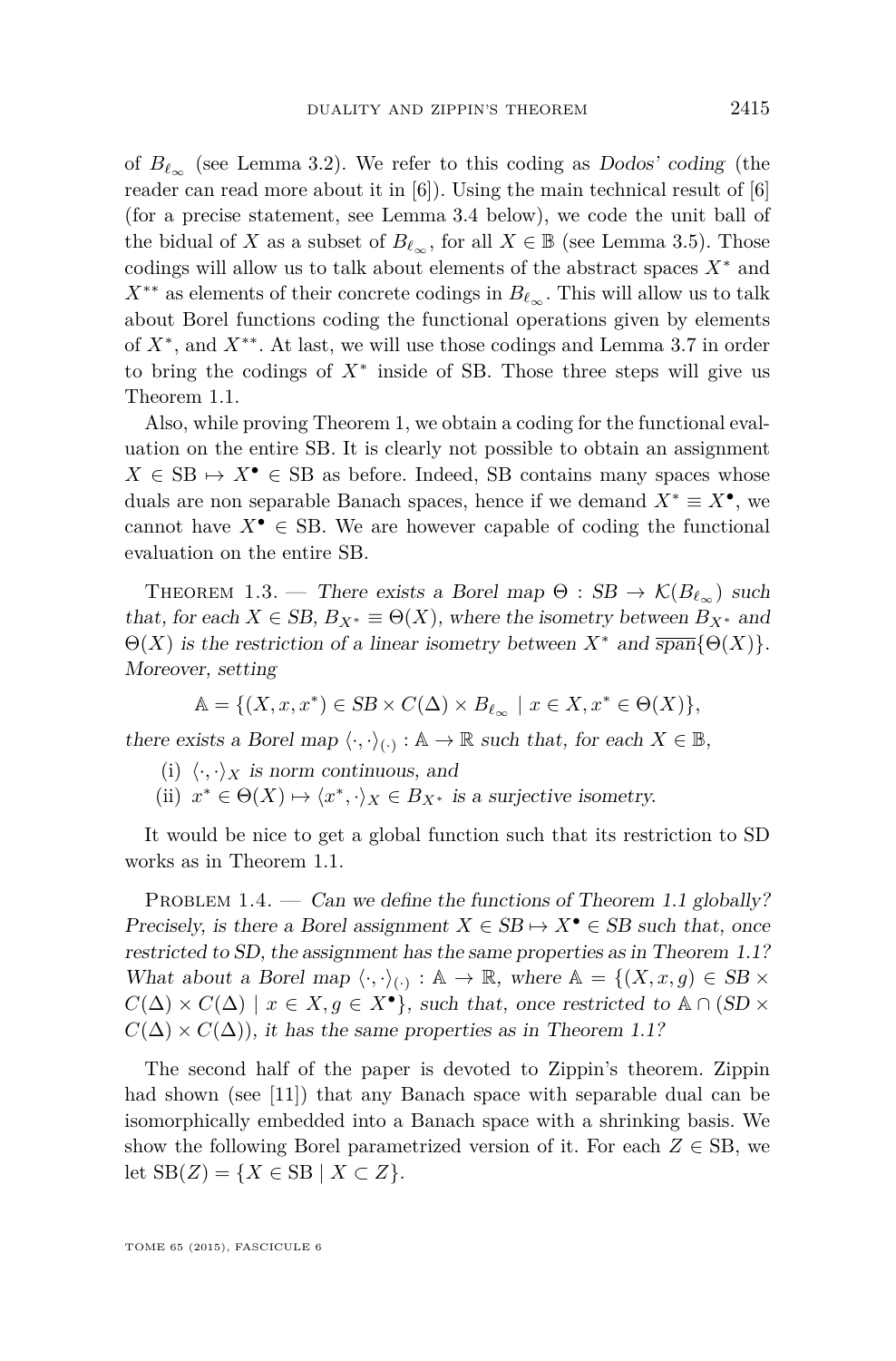of $B_{\ell_\infty}$ (see Lemma 3.2). We refer to this coding as *Dodos' coding* (the reader can read more about it in [6]). Using the main technical result of [6] (for a precise statement, see Lemma 3.4 below), we code the unit ball of the bidual of $X$ as a subset of $B_{\ell_\infty}$, for all $X \in \mathbb{B}$ (see Lemma 3.5). Those codings will allow us to talk about elements of the abstract spaces $X^*$ and $X^{**}$ as elements of their concrete codings in $B_{\ell_\infty}$. This will allow us to talk about Borel functions coding the functional operations given by elements of $X^*$, and $X^{**}$. At last, we will use those codings and Lemma 3.7 in order to bring the codings of $X^*$ inside of SB. Those three steps will give us Theorem 1.1.

Also, while proving Theorem 1, we obtain a coding for the functional evaluation on the entire SB. It is clearly not possible to obtain an assignment $X \in \text{SB} \mapsto X^\bullet \in \text{SB}$ as before. Indeed, SB contains many spaces whose duals are non separable Banach spaces, hence if we demand $X^* \equiv X^\bullet$, we cannot have $X^\bullet \in \text{SB}$. We are however capable of coding the functional evaluation on the entire SB.

Theorem 1.3. — *There exists a Borel map $\Theta : SB \to \mathcal{K}(B_{\ell_\infty})$ such that, for each $X \in SB$, $B_{X^*} \equiv \Theta(X)$, where the isometry between $B_{X^*}$ and $\Theta(X)$ is the restriction of a linear isometry between $X^*$ and $\overline{\text{span}}\{\Theta(X)\}$. Moreover, setting*

$$\mathbb{A} = \{(X, x, x^*) \in SB \times C(\Delta) \times B_{\ell_\infty} \mid x \in X, x^* \in \Theta(X)\},$$

*there exists a Borel map $\langle \cdot, \cdot \rangle_{(\cdot)} : \mathbb{A} \to \mathbb{R}$ such that, for each $X \in \mathbb{B}$,*

(i) *$\langle \cdot, \cdot \rangle_X$ is norm continuous, and*

(ii) *$x^* \in \Theta(X) \mapsto \langle x^*, \cdot \rangle_X \in B_{X^*}$ is a surjective isometry.*

It would be nice to get a global function such that its restriction to SD works as in Theorem 1.1.

Problem 1.4. — *Can we define the functions of Theorem 1.1 globally? Precisely, is there a Borel assignment $X \in SB \mapsto X^\bullet \in SB$ such that, once restricted to SD, the assignment has the same properties as in Theorem 1.1? What about a Borel map $\langle \cdot, \cdot \rangle_{(\cdot)} : \mathbb{A} \to \mathbb{R}$, where $\mathbb{A} = \{(X, x, g) \in SB \times C(\Delta) \times C(\Delta) \mid x \in X, g \in X^\bullet\}$, such that, once restricted to $\mathbb{A} \cap (SD \times C(\Delta) \times C(\Delta))$, it has the same properties as in Theorem 1.1?*

The second half of the paper is devoted to Zippin's theorem. Zippin had shown (see [11]) that any Banach space with separable dual can be isomorphically embedded into a Banach space with a shrinking basis. We show the following Borel parametrized version of it. For each $Z \in \text{SB}$, we let $\text{SB}(Z) = \{X \in \text{SB} \mid X \subset Z\}$.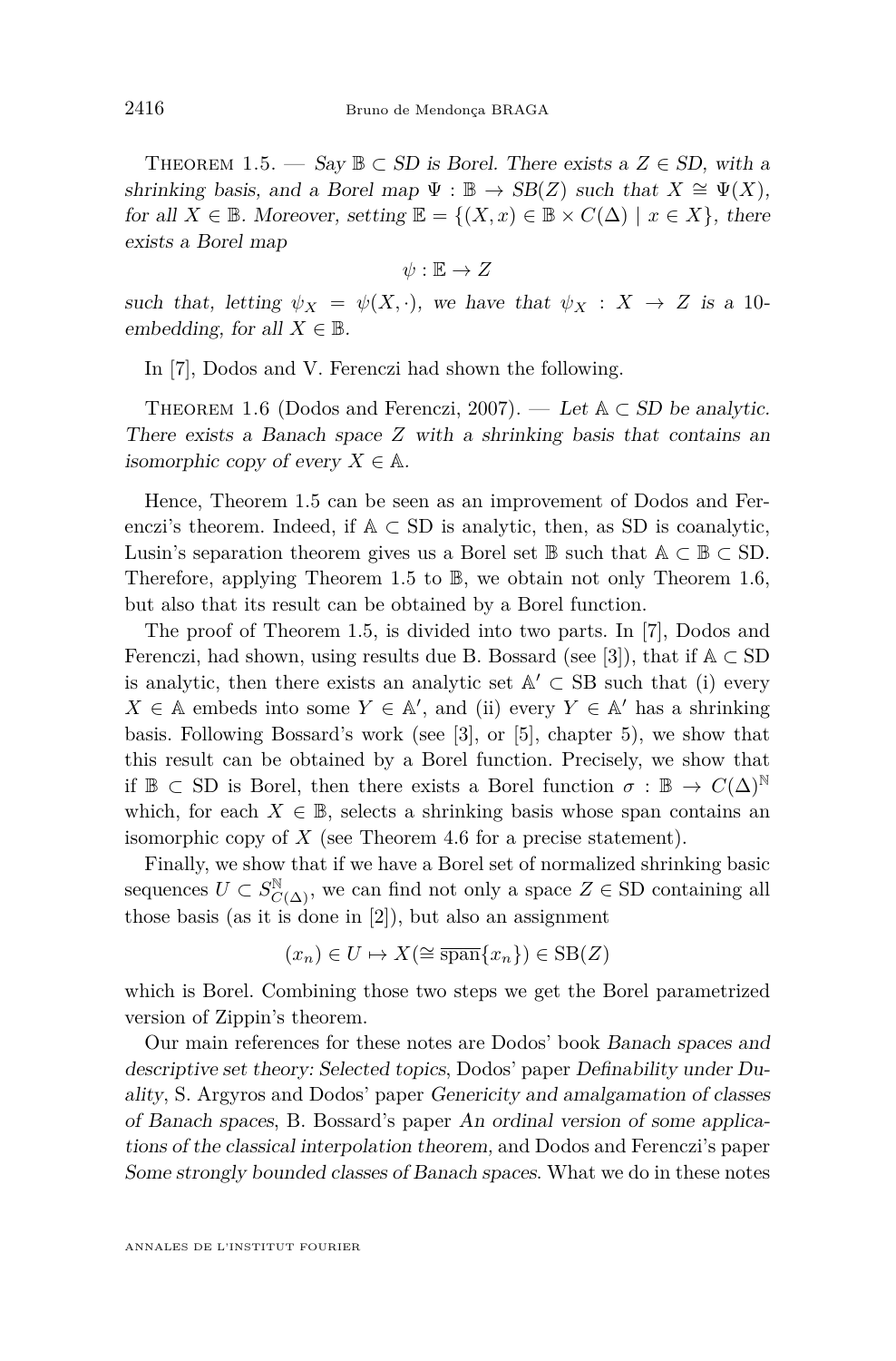Theorem 1.5. — *Say $\mathbb{B} \subset SD$ is Borel. There exists a $Z \in SD$, with a shrinking basis, and a Borel map $\Psi : \mathbb{B} \to SB(Z)$ such that $X \cong \Psi(X)$, for all $X \in \mathbb{B}$. Moreover, setting $\mathbb{E} = \{(X, x) \in \mathbb{B} \times C(\Delta) \mid x \in X\}$, there exists a Borel map*

$$\psi : \mathbb{E} \to Z$$

*such that, letting $\psi_X = \psi(X, \cdot)$, we have that $\psi_X : X \to Z$ is a 10-embedding, for all $X \in \mathbb{B}$.*

In [7], Dodos and V. Ferenczi had shown the following.

Theorem 1.6 (Dodos and Ferenczi, 2007). — *Let $\mathbb{A} \subset SD$ be analytic. There exists a Banach space $Z$ with a shrinking basis that contains an isomorphic copy of every $X \in \mathbb{A}$.*

Hence, Theorem 1.5 can be seen as an improvement of Dodos and Ferenczi's theorem. Indeed, if $\mathbb{A} \subset \mathrm{SD}$ is analytic, then, as SD is coanalytic, Lusin's separation theorem gives us a Borel set $\mathbb{B}$ such that $\mathbb{A} \subset \mathbb{B} \subset \mathrm{SD}$. Therefore, applying Theorem 1.5 to $\mathbb{B}$, we obtain not only Theorem 1.6, but also that its result can be obtained by a Borel function.

The proof of Theorem 1.5, is divided into two parts. In [7], Dodos and Ferenczi, had shown, using results due B. Bossard (see [3]), that if $\mathbb{A} \subset \mathrm{SD}$ is analytic, then there exists an analytic set $\mathbb{A}' \subset \mathrm{SB}$ such that (i) every $X \in \mathbb{A}$ embeds into some $Y \in \mathbb{A}'$, and (ii) every $Y \in \mathbb{A}'$ has a shrinking basis. Following Bossard's work (see [3], or [5], chapter 5), we show that this result can be obtained by a Borel function. Precisely, we show that if $\mathbb{B} \subset \mathrm{SD}$ is Borel, then there exists a Borel function $\sigma : \mathbb{B} \to C(\Delta)^{\mathbb{N}}$ which, for each $X \in \mathbb{B}$, selects a shrinking basis whose span contains an isomorphic copy of $X$ (see Theorem 4.6 for a precise statement).

Finally, we show that if we have a Borel set of normalized shrinking basic sequences $U \subset S^{\mathbb{N}}_{C(\Delta)}$, we can find not only a space $Z \in \mathrm{SD}$ containing all those basis (as it is done in [2]), but also an assignment

$$(x_n) \in U \mapsto X(\cong \overline{\mathrm{span}}\{x_n\}) \in \mathrm{SB}(Z)$$

which is Borel. Combining those two steps we get the Borel parametrized version of Zippin's theorem.

Our main references for these notes are Dodos' book *Banach spaces and descriptive set theory: Selected topics*, Dodos' paper *Definability under Duality*, S. Argyros and Dodos' paper *Genericity and amalgamation of classes of Banach spaces*, B. Bossard's paper *An ordinal version of some applications of the classical interpolation theorem*, and Dodos and Ferenczi's paper *Some strongly bounded classes of Banach spaces*. What we do in these notes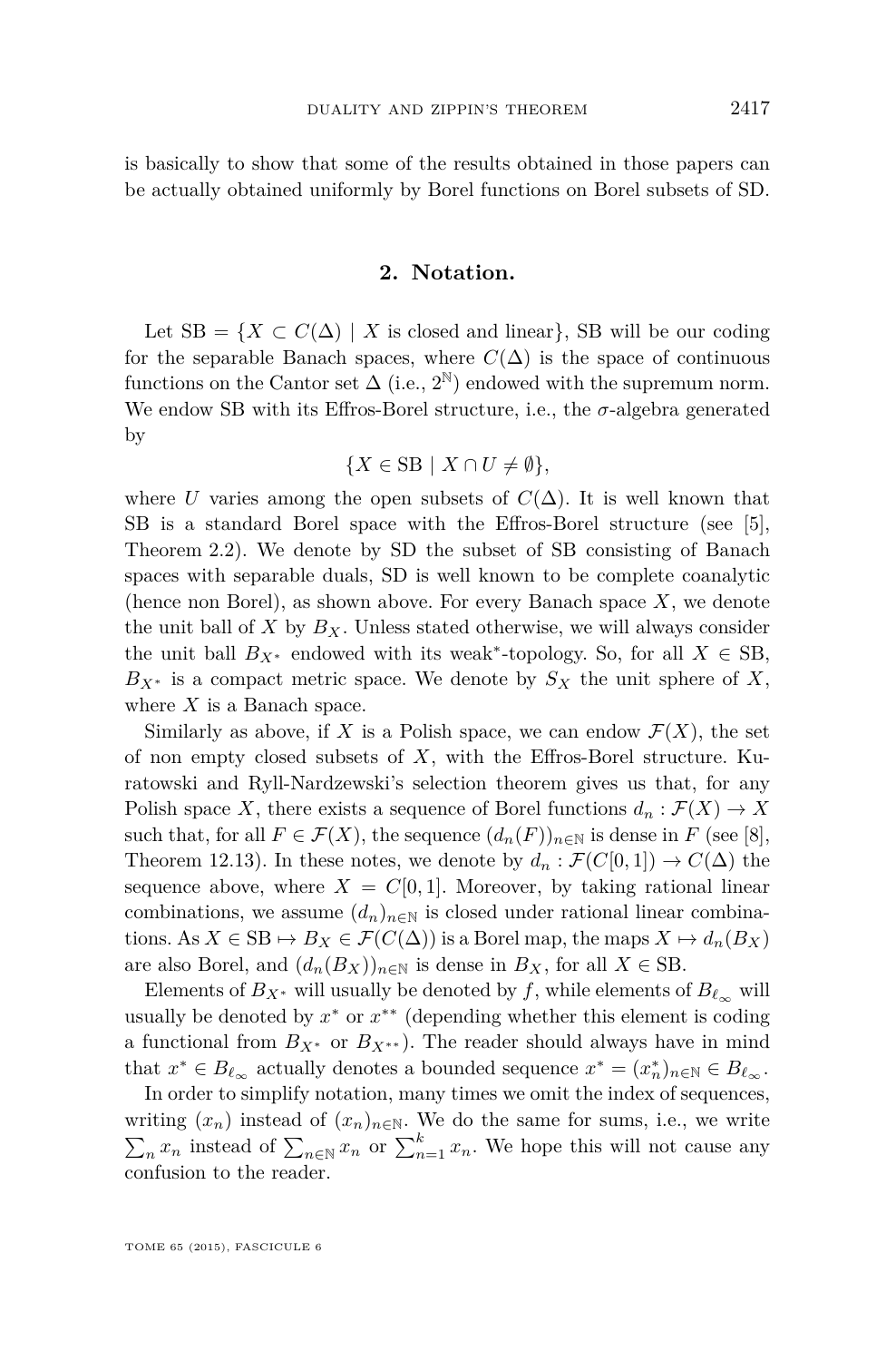is basically to show that some of the results obtained in those papers can be actually obtained uniformly by Borel functions on Borel subsets of SD.

## 2. Notation.

Let $\mathrm{SB} = \{X \subset C(\Delta) \mid X \text{ is closed and linear}\}$, SB will be our coding for the separable Banach spaces, where $C(\Delta)$ is the space of continuous functions on the Cantor set $\Delta$ (i.e., $2^{\mathbb{N}}$) endowed with the supremum norm. We endow SB with its Effros-Borel structure, i.e., the $\sigma$-algebra generated by

$$\{X \in \mathrm{SB} \mid X \cap U \neq \emptyset\},$$

where $U$ varies among the open subsets of $C(\Delta)$. It is well known that SB is a standard Borel space with the Effros-Borel structure (see [5], Theorem 2.2). We denote by SD the subset of SB consisting of Banach spaces with separable duals, SD is well known to be complete coanalytic (hence non Borel), as shown above. For every Banach space $X$, we denote the unit ball of $X$ by $B_X$. Unless stated otherwise, we will always consider the unit ball $B_{X^*}$ endowed with its weak$^*$-topology. So, for all $X \in \mathrm{SB}$, $B_{X^*}$ is a compact metric space. We denote by $S_X$ the unit sphere of $X$, where $X$ is a Banach space.

Similarly as above, if $X$ is a Polish space, we can endow $\mathcal{F}(X)$, the set of non empty closed subsets of $X$, with the Effros-Borel structure. Kuratowski and Ryll-Nardzewski's selection theorem gives us that, for any Polish space $X$, there exists a sequence of Borel functions $d_n : \mathcal{F}(X) \to X$ such that, for all $F \in \mathcal{F}(X)$, the sequence $(d_n(F))_{n\in\mathbb{N}}$ is dense in $F$ (see [8], Theorem 12.13). In these notes, we denote by $d_n : \mathcal{F}(C[0,1]) \to C(\Delta)$ the sequence above, where $X = C[0,1]$. Moreover, by taking rational linear combinations, we assume $(d_n)_{n\in\mathbb{N}}$ is closed under rational linear combinations. As $X \in \mathrm{SB} \mapsto B_X \in \mathcal{F}(C(\Delta))$ is a Borel map, the maps $X \mapsto d_n(B_X)$ are also Borel, and $(d_n(B_X))_{n\in\mathbb{N}}$ is dense in $B_X$, for all $X \in \mathrm{SB}$.

Elements of $B_{X^*}$ will usually be denoted by $f$, while elements of $B_{\ell_\infty}$ will usually be denoted by $x^*$ or $x^{**}$ (depending whether this element is coding a functional from $B_{X^*}$ or $B_{X^{**}}$). The reader should always have in mind that $x^* \in B_{\ell_\infty}$ actually denotes a bounded sequence $x^* = (x^*_n)_{n\in\mathbb{N}} \in B_{\ell_\infty}$.

In order to simplify notation, many times we omit the index of sequences, writing $(x_n)$ instead of $(x_n)_{n\in\mathbb{N}}$. We do the same for sums, i.e., we write $\sum_n x_n$ instead of $\sum_{n\in\mathbb{N}} x_n$ or $\sum_{n=1}^k x_n$. We hope this will not cause any confusion to the reader.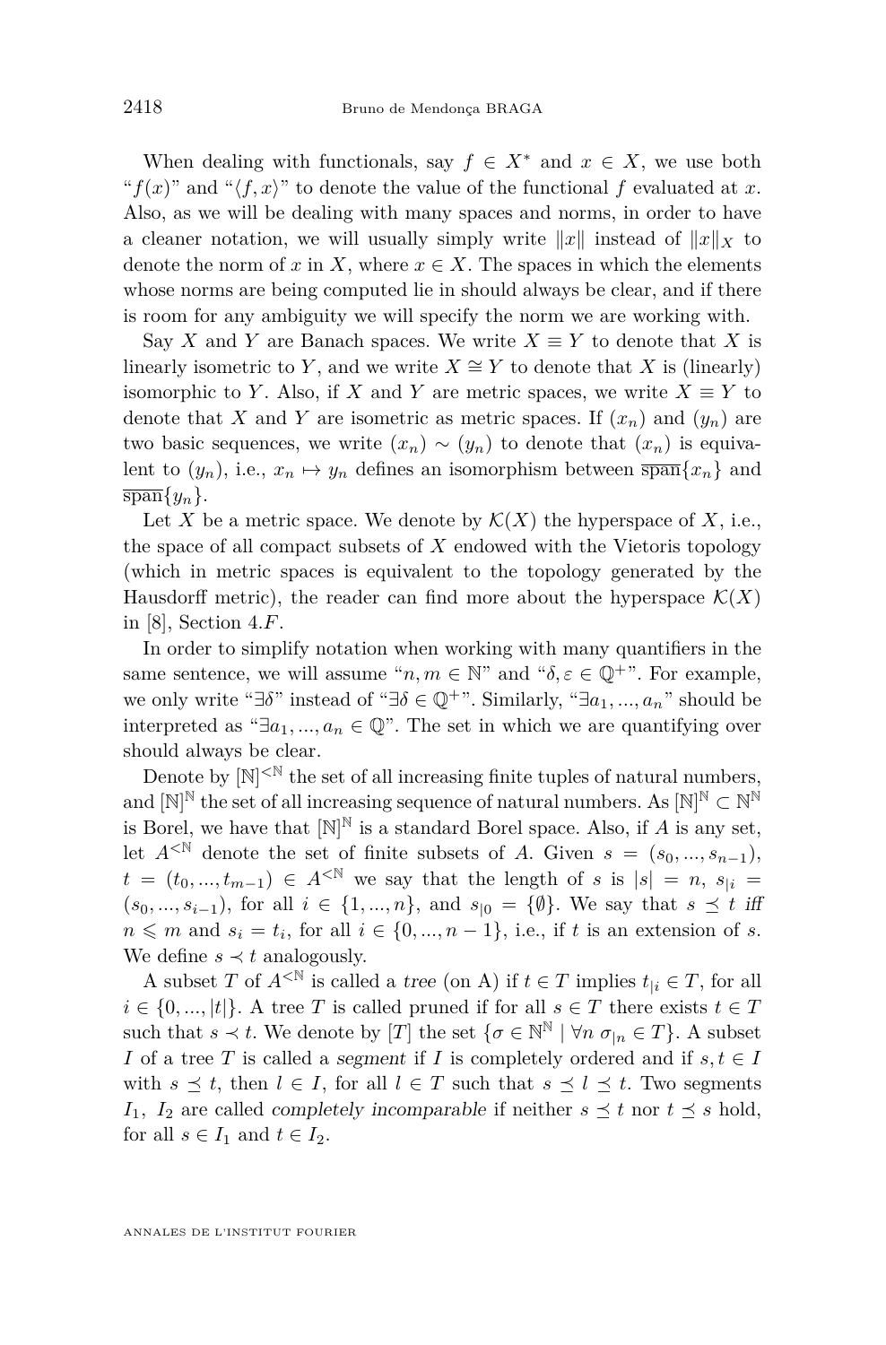When dealing with functionals, say $f \in X^*$ and $x \in X$, we use both "$f(x)$" and "$\langle f, x\rangle$" to denote the value of the functional $f$ evaluated at $x$. Also, as we will be dealing with many spaces and norms, in order to have a cleaner notation, we will usually simply write $\|x\|$ instead of $\|x\|_X$ to denote the norm of $x$ in $X$, where $x \in X$. The spaces in which the elements whose norms are being computed lie in should always be clear, and if there is room for any ambiguity we will specify the norm we are working with.

Say $X$ and $Y$ are Banach spaces. We write $X \equiv Y$ to denote that $X$ is linearly isometric to $Y$, and we write $X \cong Y$ to denote that $X$ is (linearly) isomorphic to $Y$. Also, if $X$ and $Y$ are metric spaces, we write $X \equiv Y$ to denote that $X$ and $Y$ are isometric as metric spaces. If $(x_n)$ and $(y_n)$ are two basic sequences, we write $(x_n) \sim (y_n)$ to denote that $(x_n)$ is equivalent to $(y_n)$, i.e., $x_n \mapsto y_n$ defines an isomorphism between $\overline{\text{span}}\{x_n\}$ and $\overline{\text{span}}\{y_n\}$.

Let $X$ be a metric space. We denote by $\mathcal{K}(X)$ the hyperspace of $X$, i.e., the space of all compact subsets of $X$ endowed with the Vietoris topology (which in metric spaces is equivalent to the topology generated by the Hausdorff metric), the reader can find more about the hyperspace $\mathcal{K}(X)$ in [8], Section 4.$F$.

In order to simplify notation when working with many quantifiers in the same sentence, we will assume "$n, m \in \mathbb{N}$" and "$\delta, \varepsilon \in \mathbb{Q}^+$". For example, we only write "$\exists\delta$" instead of "$\exists\delta \in \mathbb{Q}^+$". Similarly, "$\exists a_1, ..., a_n$" should be interpreted as "$\exists a_1, ..., a_n \in \mathbb{Q}$". The set in which we are quantifying over should always be clear.

Denote by $[\mathbb{N}]^{<\mathbb{N}}$ the set of all increasing finite tuples of natural numbers, and $[\mathbb{N}]^{\mathbb{N}}$ the set of all increasing sequence of natural numbers. As $[\mathbb{N}]^{\mathbb{N}} \subset \mathbb{N}^{\mathbb{N}}$ is Borel, we have that $[\mathbb{N}]^{\mathbb{N}}$ is a standard Borel space. Also, if $A$ is any set, let $A^{<\mathbb{N}}$ denote the set of finite subsets of $A$. Given $s = (s_0, ..., s_{n-1})$, $t = (t_0, ..., t_{m-1}) \in A^{<\mathbb{N}}$ we say that the length of $s$ is $|s| = n$, $s_{|i} = (s_0, ..., s_{i-1})$, for all $i \in \{1, ..., n\}$, and $s_{|0} = \{\emptyset\}$. We say that $s \preceq t$ *iff* $n \leqslant m$ and $s_i = t_i$, for all $i \in \{0, ..., n-1\}$, i.e., if $t$ is an extension of $s$. We define $s \prec t$ analogously.

A subset $T$ of $A^{<\mathbb{N}}$ is called a *tree* (on A) if $t \in T$ implies $t_{|i} \in T$, for all $i \in \{0, ..., |t|\}$. A tree $T$ is called pruned if for all $s \in T$ there exists $t \in T$ such that $s \prec t$. We denote by $[T]$ the set $\{\sigma \in \mathbb{N}^{\mathbb{N}} \mid \forall n\ \sigma_{|n} \in T\}$. A subset $I$ of a tree $T$ is called a *segment* if $I$ is completely ordered and if $s, t \in I$ with $s \preceq t$, then $l \in I$, for all $l \in T$ such that $s \preceq l \preceq t$. Two segments $I_1$, $I_2$ are called *completely incomparable* if neither $s \preceq t$ nor $t \preceq s$ hold, for all $s \in I_1$ and $t \in I_2$.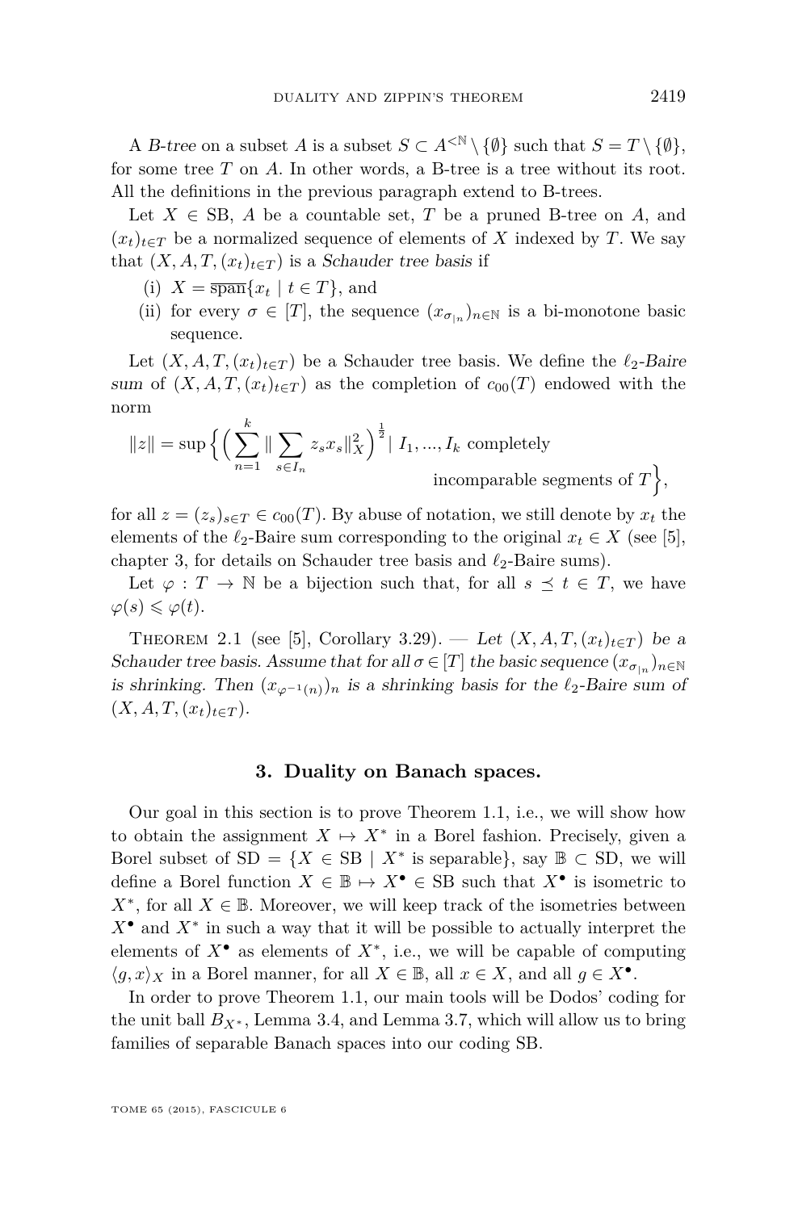A *B-tree* on a subset $A$ is a subset $S \subset A^{<\mathbb{N}} \setminus \{\emptyset\}$ such that $S = T \setminus \{\emptyset\}$, for some tree $T$ on $A$. In other words, a B-tree is a tree without its root. All the definitions in the previous paragraph extend to B-trees.

Let $X \in \mathrm{SB}$, $A$ be a countable set, $T$ be a pruned B-tree on $A$, and $(x_t)_{t\in T}$ be a normalized sequence of elements of $X$ indexed by $T$. We say that $(X, A, T, (x_t)_{t\in T})$ is a *Schauder tree basis* if

(i) $X = \overline{\mathrm{span}}\{x_t \mid t \in T\}$, and

(ii) for every $\sigma \in [T]$, the sequence $(x_{\sigma_{|n}})_{n\in\mathbb{N}}$ is a bi-monotone basic sequence.

Let $(X, A, T, (x_t)_{t\in T})$ be a Schauder tree basis. We define the *$\ell_2$-Baire sum* of $(X, A, T, (x_t)_{t\in T})$ as the completion of $c_{00}(T)$ endowed with the norm

$$\|z\| = \sup\Big\{ \Big( \sum_{n=1}^{k} \| \sum_{s\in I_n} z_s x_s \|_X^2 \Big)^{\frac{1}{2}} \mid I_1, ..., I_k \text{ completely incomparable segments of } T \Big\},$$

for all $z = (z_s)_{s\in T} \in c_{00}(T)$. By abuse of notation, we still denote by $x_t$ the elements of the $\ell_2$-Baire sum corresponding to the original $x_t \in X$ (see [5], chapter 3, for details on Schauder tree basis and $\ell_2$-Baire sums).

Let $\varphi : T \to \mathbb{N}$ be a bijection such that, for all $s \preceq t \in T$, we have $\varphi(s) \leqslant \varphi(t)$.

Theorem 2.1 (see [5], Corollary 3.29). — *Let $(X, A, T, (x_t)_{t\in T})$ be a Schauder tree basis. Assume that for all $\sigma \in [T]$ the basic sequence $(x_{\sigma_{|n}})_{n\in\mathbb{N}}$ is shrinking. Then $(x_{\varphi^{-1}(n)})_n$ is a shrinking basis for the $\ell_2$-Baire sum of $(X, A, T, (x_t)_{t\in T})$.*

## 3. Duality on Banach spaces.

Our goal in this section is to prove Theorem 1.1, i.e., we will show how to obtain the assignment $X \mapsto X^*$ in a Borel fashion. Precisely, given a Borel subset of $\mathrm{SD} = \{X \in \mathrm{SB} \mid X^* \text{ is separable}\}$, say $\mathbb{B} \subset \mathrm{SD}$, we will define a Borel function $X \in \mathbb{B} \mapsto X^\bullet \in \mathrm{SB}$ such that $X^\bullet$ is isometric to $X^*$, for all $X \in \mathbb{B}$. Moreover, we will keep track of the isometries between $X^\bullet$ and $X^*$ in such a way that it will be possible to actually interpret the elements of $X^\bullet$ as elements of $X^*$, i.e., we will be capable of computing $\langle g, x\rangle_X$ in a Borel manner, for all $X \in \mathbb{B}$, all $x \in X$, and all $g \in X^\bullet$.

In order to prove Theorem 1.1, our main tools will be Dodos' coding for the unit ball $B_{X^*}$, Lemma 3.4, and Lemma 3.7, which will allow us to bring families of separable Banach spaces into our coding SB.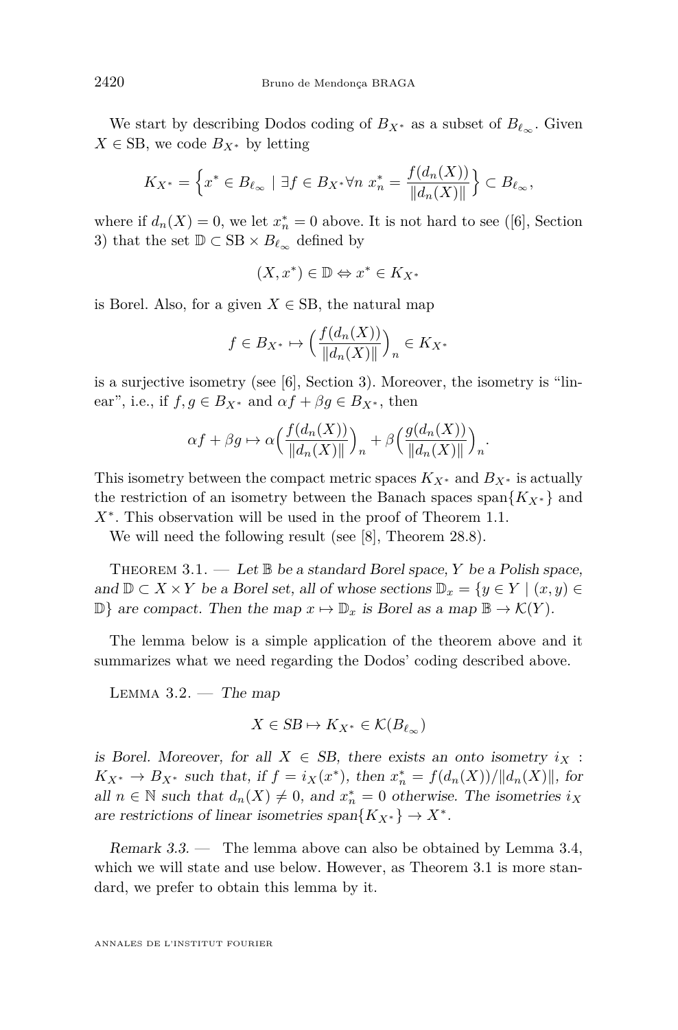We start by describing Dodos coding of $B_{X^*}$ as a subset of $B_{\ell_\infty}$. Given $X \in \mathrm{SB}$, we code $B_{X^*}$ by letting

$$K_{X^*} = \Big\{ x^* \in B_{\ell_\infty} \mid \exists f \in B_{X^*} \forall n \; x^*_n = \frac{f(d_n(X))}{\|d_n(X)\|} \Big\} \subset B_{\ell_\infty},$$

where if $d_n(X) = 0$, we let $x^*_n = 0$ above. It is not hard to see ([6], Section 3) that the set $\mathbb{D} \subset \mathrm{SB} \times B_{\ell_\infty}$ defined by

$$(X, x^*) \in \mathbb{D} \Leftrightarrow x^* \in K_{X^*}$$

is Borel. Also, for a given $X \in \mathrm{SB}$, the natural map

$$f \in B_{X^*} \mapsto \Big( \frac{f(d_n(X))}{\|d_n(X)\|} \Big)_n \in K_{X^*}$$

is a surjective isometry (see [6], Section 3). Moreover, the isometry is "linear", i.e., if $f, g \in B_{X^*}$ and $\alpha f + \beta g \in B_{X^*}$, then

$$\alpha f + \beta g \mapsto \alpha \Big( \frac{f(d_n(X))}{\|d_n(X)\|} \Big)_n + \beta \Big( \frac{g(d_n(X))}{\|d_n(X)\|} \Big)_n.$$

This isometry between the compact metric spaces $K_{X^*}$ and $B_{X^*}$ is actually the restriction of an isometry between the Banach spaces $\operatorname{span}\{K_{X^*}\}$ and $X^*$. This observation will be used in the proof of Theorem 1.1.

We will need the following result (see [8], Theorem 28.8).

Theorem 3.1. — *Let $\mathbb{B}$ be a standard Borel space, $Y$ be a Polish space, and $\mathbb{D} \subset X \times Y$ be a Borel set, all of whose sections $\mathbb{D}_x = \{y \in Y \mid (x, y) \in \mathbb{D}\}$ are compact. Then the map $x \mapsto \mathbb{D}_x$ is Borel as a map $\mathbb{B} \to \mathcal{K}(Y)$.*

The lemma below is a simple application of the theorem above and it summarizes what we need regarding the Dodos' coding described above.

Lemma 3.2. — *The map*

$$X \in SB \mapsto K_{X^*} \in \mathcal{K}(B_{\ell_\infty})$$

*is Borel. Moreover, for all $X \in SB$, there exists an onto isometry $i_X : K_{X^*} \to B_{X^*}$ such that, if $f = i_X(x^*)$, then $x^*_n = f(d_n(X))/\|d_n(X)\|$, for all $n \in \mathbb{N}$ such that $d_n(X) \neq 0$, and $x^*_n = 0$ otherwise. The isometries $i_X$ are restrictions of linear isometries $\operatorname{span}\{K_{X^*}\} \to X^*$.*

*Remark 3.3.* — The lemma above can also be obtained by Lemma 3.4, which we will state and use below. However, as Theorem 3.1 is more standard, we prefer to obtain this lemma by it.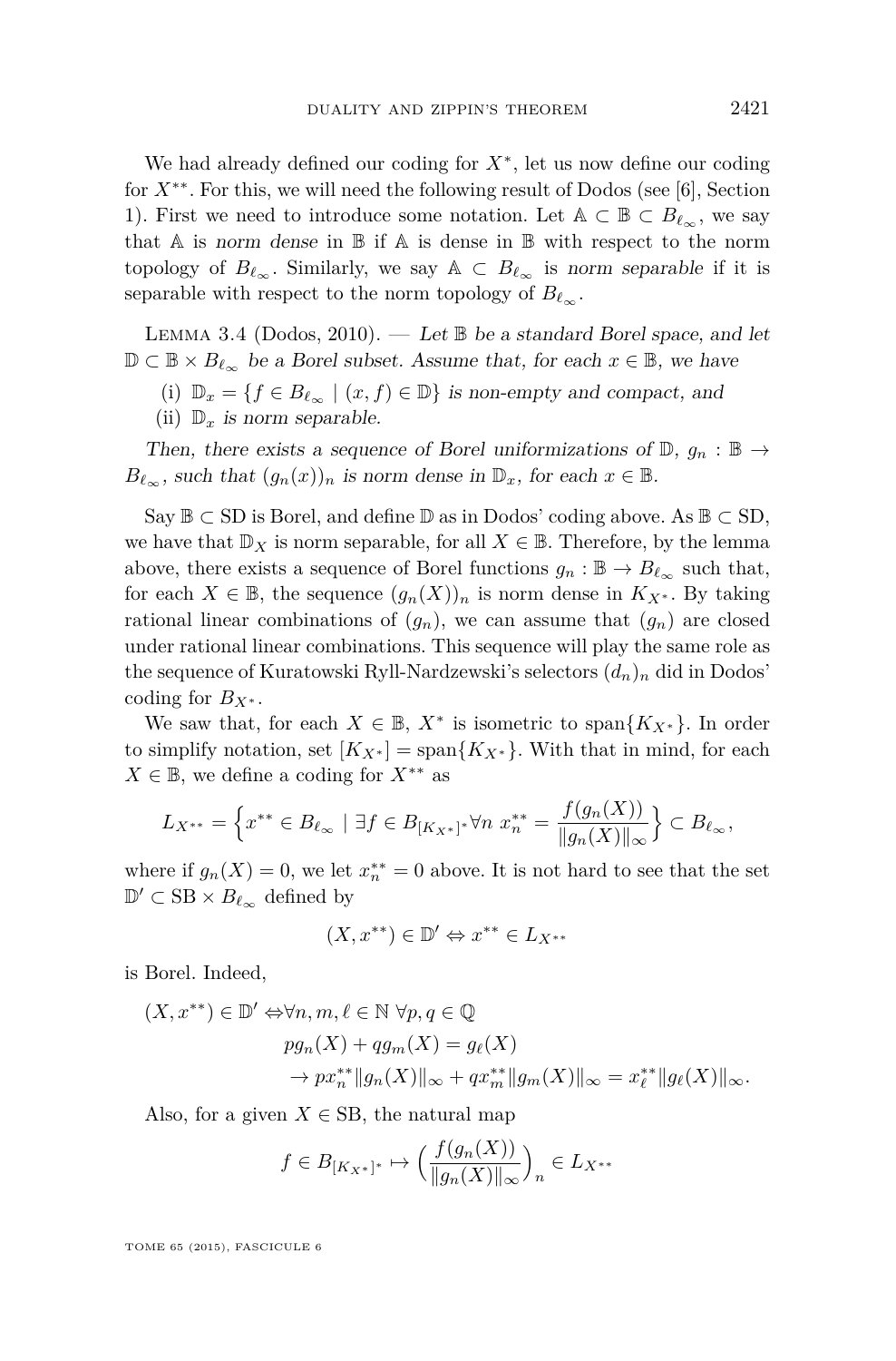We had already defined our coding for $X^*$, let us now define our coding for $X^{**}$. For this, we will need the following result of Dodos (see [6], Section 1). First we need to introduce some notation. Let $\mathbb{A} \subset \mathbb{B} \subset B_{\ell_\infty}$, we say that $\mathbb{A}$ is *norm dense* in $\mathbb{B}$ if $\mathbb{A}$ is dense in $\mathbb{B}$ with respect to the norm topology of $B_{\ell_\infty}$. Similarly, we say $\mathbb{A} \subset B_{\ell_\infty}$ is *norm separable* if it is separable with respect to the norm topology of $B_{\ell_\infty}$.

Lemma 3.4 (Dodos, 2010). — *Let $\mathbb{B}$ be a standard Borel space, and let $\mathbb{D} \subset \mathbb{B} \times B_{\ell_\infty}$ be a Borel subset. Assume that, for each $x \in \mathbb{B}$, we have*

(i) *$\mathbb{D}_x = \{f \in B_{\ell_\infty} \mid (x, f) \in \mathbb{D}\}$ is non-empty and compact, and*

(ii) *$\mathbb{D}_x$ is norm separable.*

*Then, there exists a sequence of Borel uniformizations of $\mathbb{D}$, $g_n : \mathbb{B} \to B_{\ell_\infty}$, such that $(g_n(x))_n$ is norm dense in $\mathbb{D}_x$, for each $x \in \mathbb{B}$.*

Say $\mathbb{B} \subset \mathrm{SD}$ is Borel, and define $\mathbb{D}$ as in Dodos' coding above. As $\mathbb{B} \subset \mathrm{SD}$, we have that $\mathbb{D}_X$ is norm separable, for all $X \in \mathbb{B}$. Therefore, by the lemma above, there exists a sequence of Borel functions $g_n : \mathbb{B} \to B_{\ell_\infty}$ such that, for each $X \in \mathbb{B}$, the sequence $(g_n(X))_n$ is norm dense in $K_{X^*}$. By taking rational linear combinations of $(g_n)$, we can assume that $(g_n)$ are closed under rational linear combinations. This sequence will play the same role as the sequence of Kuratowski Ryll-Nardzewski's selectors $(d_n)_n$ did in Dodos' coding for $B_{X^*}$.

We saw that, for each $X \in \mathbb{B}$, $X^*$ is isometric to $\mathrm{span}\{K_{X^*}\}$. In order to simplify notation, set $[K_{X^*}] = \mathrm{span}\{K_{X^*}\}$. With that in mind, for each $X \in \mathbb{B}$, we define a coding for $X^{**}$ as

$$L_{X^{**}} = \Big\{x^{**} \in B_{\ell_\infty} \mid \exists f \in B_{[K_{X^*}]^*} \forall n \ x^{**}_n = \frac{f(g_n(X))}{\|g_n(X)\|_\infty}\Big\} \subset B_{\ell_\infty},$$

where if $g_n(X) = 0$, we let $x^{**}_n = 0$ above. It is not hard to see that the set $\mathbb{D}' \subset \mathrm{SB} \times B_{\ell_\infty}$ defined by

$$(X, x^{**}) \in \mathbb{D}' \Leftrightarrow x^{**} \in L_{X^{**}}$$

is Borel. Indeed,

$$\begin{aligned}(X, x^{**}) \in \mathbb{D}' \Leftrightarrow & \forall n, m, \ell \in \mathbb{N} \ \forall p, q \in \mathbb{Q} \\ & p g_n(X) + q g_m(X) = g_\ell(X) \\ & \to p x^{**}_n \|g_n(X)\|_\infty + q x^{**}_m \|g_m(X)\|_\infty = x^{**}_\ell \|g_\ell(X)\|_\infty.\end{aligned}$$

Also, for a given $X \in \mathrm{SB}$, the natural map

$$f \in B_{[K_{X^*}]^*} \mapsto \Big(\frac{f(g_n(X))}{\|g_n(X)\|_\infty}\Big)_n \in L_{X^{**}}$$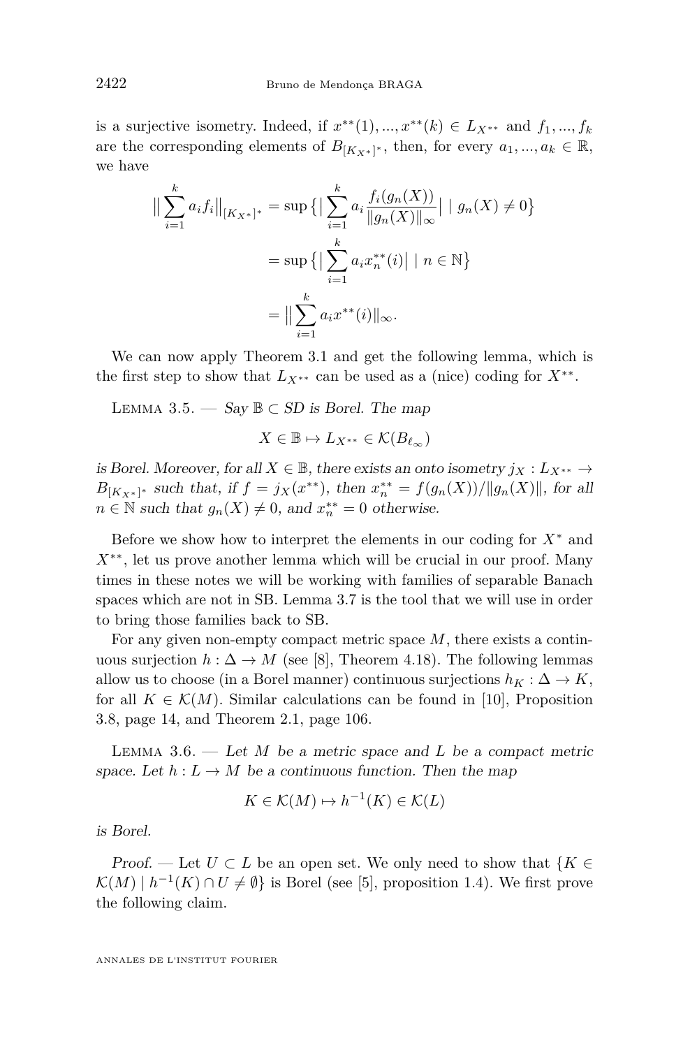is a surjective isometry. Indeed, if $x^{**}(1),...,x^{**}(k) \in L_{X^{**}}$ and $f_1,...,f_k$ are the corresponding elements of $B_{[K_{X^*}]^*}$, then, for every $a_1,...,a_k \in \mathbb{R}$, we have

$$\begin{aligned}\Big\|\sum_{i=1}^{k} a_i f_i\Big\|_{[K_{X^*}]^*} &= \sup\Big\{\Big|\sum_{i=1}^{k} a_i \frac{f_i(g_n(X))}{\|g_n(X)\|_\infty}\Big| \mid g_n(X)\neq 0\Big\}\\ &= \sup\Big\{\Big|\sum_{i=1}^{k} a_i x^{**}_n(i)\Big| \mid n\in\mathbb{N}\Big\}\\ &= \Big\|\sum_{i=1}^{k} a_i x^{**}(i)\Big\|_\infty.\end{aligned}$$

We can now apply Theorem 3.1 and get the following lemma, which is the first step to show that $L_{X^{**}}$ can be used as a (nice) coding for $X^{**}$.

Lemma 3.5. — *Say $\mathbb{B}\subset SD$ is Borel. The map*

$$X\in\mathbb{B}\mapsto L_{X^{**}}\in\mathcal{K}(B_{\ell_\infty})$$

*is Borel. Moreover, for all $X\in\mathbb{B}$, there exists an onto isometry $j_X : L_{X^{**}}\to B_{[K_{X^*}]^*}$ such that, if $f=j_X(x^{**})$, then $x^{**}_n = f(g_n(X))/\|g_n(X)\|$, for all $n\in\mathbb{N}$ such that $g_n(X)\neq 0$, and $x^{**}_n=0$ otherwise.*

Before we show how to interpret the elements in our coding for $X^*$ and $X^{**}$, let us prove another lemma which will be crucial in our proof. Many times in these notes we will be working with families of separable Banach spaces which are not in SB. Lemma 3.7 is the tool that we will use in order to bring those families back to SB.

For any given non-empty compact metric space $M$, there exists a continuous surjection $h:\Delta\to M$ (see [8], Theorem 4.18). The following lemmas allow us to choose (in a Borel manner) continuous surjections $h_K:\Delta\to K$, for all $K\in\mathcal{K}(M)$. Similar calculations can be found in [10], Proposition 3.8, page 14, and Theorem 2.1, page 106.

Lemma 3.6. — *Let $M$ be a metric space and $L$ be a compact metric space. Let $h:L\to M$ be a continuous function. Then the map*

$$K\in\mathcal{K}(M)\mapsto h^{-1}(K)\in\mathcal{K}(L)$$

*is Borel.*

*Proof.* — Let $U\subset L$ be an open set. We only need to show that $\{K\in\mathcal{K}(M)\mid h^{-1}(K)\cap U\neq\emptyset\}$ is Borel (see [5], proposition 1.4). We first prove the following claim.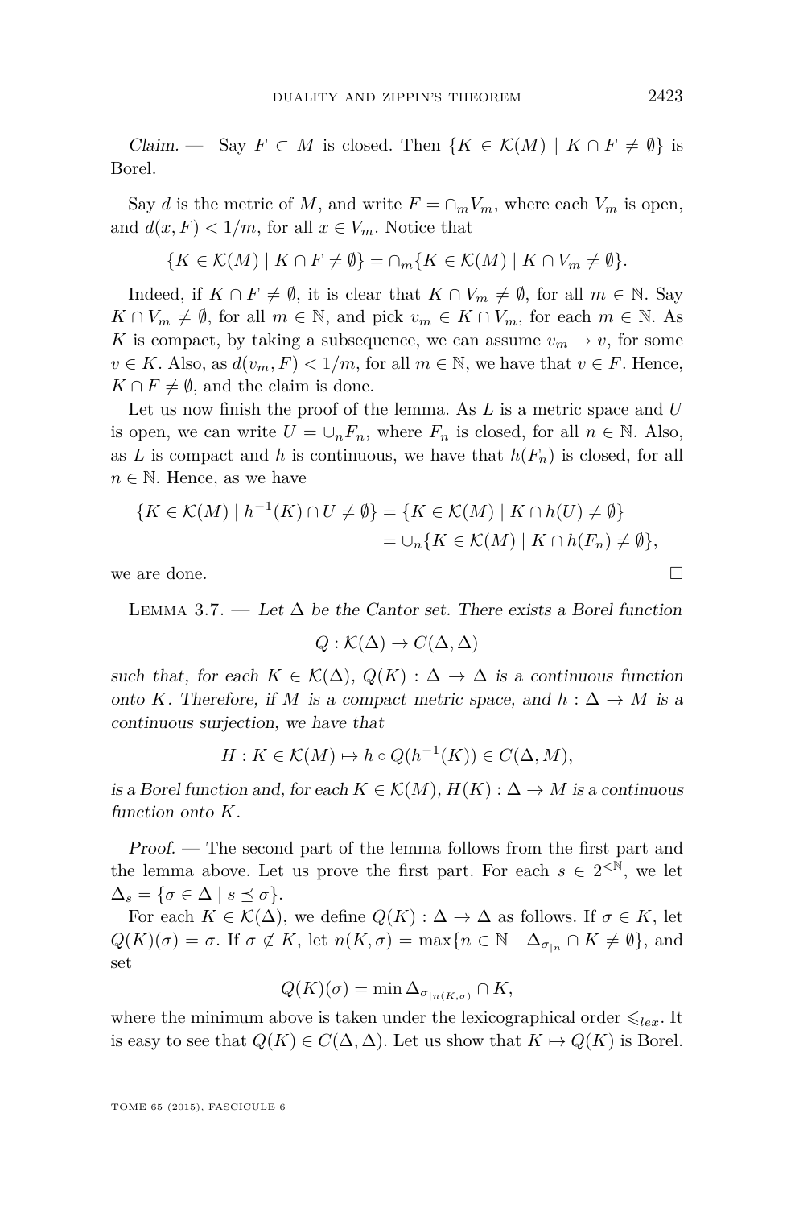*Claim.* — Say $F \subset M$ is closed. Then $\{K \in \mathcal{K}(M) \mid K \cap F \neq \emptyset\}$ is Borel.

Say $d$ is the metric of $M$, and write $F = \cap_m V_m$, where each $V_m$ is open, and $d(x, F) < 1/m$, for all $x \in V_m$. Notice that

$$\{K \in \mathcal{K}(M) \mid K \cap F \neq \emptyset\} = \cap_m \{K \in \mathcal{K}(M) \mid K \cap V_m \neq \emptyset\}.$$

Indeed, if $K \cap F \neq \emptyset$, it is clear that $K \cap V_m \neq \emptyset$, for all $m \in \mathbb{N}$. Say $K \cap V_m \neq \emptyset$, for all $m \in \mathbb{N}$, and pick $v_m \in K \cap V_m$, for each $m \in \mathbb{N}$. As $K$ is compact, by taking a subsequence, we can assume $v_m \to v$, for some $v \in K$. Also, as $d(v_m, F) < 1/m$, for all $m \in \mathbb{N}$, we have that $v \in F$. Hence, $K \cap F \neq \emptyset$, and the claim is done.

Let us now finish the proof of the lemma. As $L$ is a metric space and $U$ is open, we can write $U = \cup_n F_n$, where $F_n$ is closed, for all $n \in \mathbb{N}$. Also, as $L$ is compact and $h$ is continuous, we have that $h(F_n)$ is closed, for all $n \in \mathbb{N}$. Hence, as we have

$$\begin{aligned}\{K \in \mathcal{K}(M) \mid h^{-1}(K) \cap U \neq \emptyset\} &= \{K \in \mathcal{K}(M) \mid K \cap h(U) \neq \emptyset\}\\ &= \cup_n \{K \in \mathcal{K}(M) \mid K \cap h(F_n) \neq \emptyset\},\end{aligned}$$

we are done. □

Lemma 3.7. — *Let $\Delta$ be the Cantor set. There exists a Borel function*

$$Q : \mathcal{K}(\Delta) \to C(\Delta, \Delta)$$

*such that, for each $K \in \mathcal{K}(\Delta)$, $Q(K) : \Delta \to \Delta$ is a continuous function onto $K$. Therefore, if $M$ is a compact metric space, and $h : \Delta \to M$ is a continuous surjection, we have that*

$$H : K \in \mathcal{K}(M) \mapsto h \circ Q(h^{-1}(K)) \in C(\Delta, M),$$

*is a Borel function and, for each $K \in \mathcal{K}(M)$, $H(K) : \Delta \to M$ is a continuous function onto $K$.*

*Proof.* — The second part of the lemma follows from the first part and the lemma above. Let us prove the first part. For each $s \in 2^{<\mathbb{N}}$, we let $\Delta_s = \{\sigma \in \Delta \mid s \preceq \sigma\}$.

For each $K \in \mathcal{K}(\Delta)$, we define $Q(K) : \Delta \to \Delta$ as follows. If $\sigma \in K$, let $Q(K)(\sigma) = \sigma$. If $\sigma \notin K$, let $n(K, \sigma) = \max\{n \in \mathbb{N} \mid \Delta_{\sigma_{|n}} \cap K \neq \emptyset\}$, and set

$$Q(K)(\sigma) = \min \Delta_{\sigma_{|n(K,\sigma)}} \cap K,$$

where the minimum above is taken under the lexicographical order $\leqslant_{lex}$. It is easy to see that $Q(K) \in C(\Delta, \Delta)$. Let us show that $K \mapsto Q(K)$ is Borel.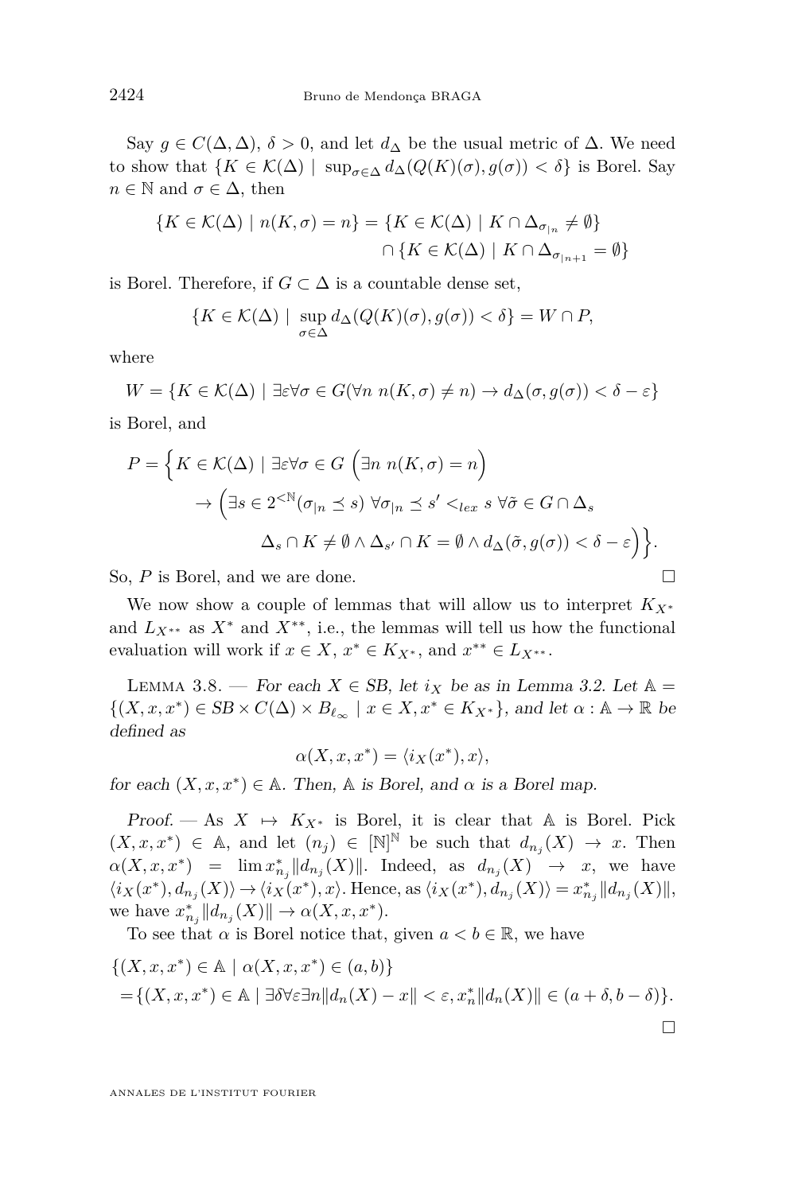Say $g \in C(\Delta, \Delta)$, $\delta > 0$, and let $d_\Delta$ be the usual metric of $\Delta$. We need to show that $\{K \in \mathcal{K}(\Delta) \mid \sup_{\sigma \in \Delta} d_\Delta(Q(K)(\sigma), g(\sigma)) < \delta\}$ is Borel. Say $n \in \mathbb{N}$ and $\sigma \in \Delta$, then

$$\{K \in \mathcal{K}(\Delta) \mid n(K,\sigma) = n\} = \{K \in \mathcal{K}(\Delta) \mid K \cap \Delta_{\sigma_{|n}} \neq \emptyset\} \\ \cap \{K \in \mathcal{K}(\Delta) \mid K \cap \Delta_{\sigma_{|n+1}} = \emptyset\}$$

is Borel. Therefore, if $G \subset \Delta$ is a countable dense set,

$$\{K \in \mathcal{K}(\Delta) \mid \sup_{\sigma \in \Delta} d_\Delta(Q(K)(\sigma), g(\sigma)) < \delta\} = W \cap P,$$

where

$$W = \{K \in \mathcal{K}(\Delta) \mid \exists \varepsilon \forall \sigma \in G (\forall n \; n(K,\sigma) \neq n) \to d_\Delta(\sigma, g(\sigma)) < \delta - \varepsilon\}$$

is Borel, and

$$P = \Big\{K \in \mathcal{K}(\Delta) \mid \exists \varepsilon \forall \sigma \in G \; \Big(\exists n \; n(K,\sigma) = n\Big) \\ \to \Big(\exists s \in 2^{<\mathbb{N}} (\sigma_{|n} \preceq s) \; \forall \sigma_{|n} \preceq s' <_{lex} s \; \forall \tilde{\sigma} \in G \cap \Delta_s \\ \Delta_s \cap K \neq \emptyset \wedge \Delta_{s'} \cap K = \emptyset \wedge d_\Delta(\tilde{\sigma}, g(\sigma)) < \delta - \varepsilon\Big)\Big\}.$$

So, $P$ is Borel, and we are done. □

We now show a couple of lemmas that will allow us to interpret $K_{X^*}$ and $L_{X^{**}}$ as $X^*$ and $X^{**}$, i.e., the lemmas will tell us how the functional evaluation will work if $x \in X$, $x^* \in K_{X^*}$, and $x^{**} \in L_{X^{**}}$.

Lemma 3.8. — *For each $X \in SB$, let $i_X$ be as in Lemma 3.2. Let $\mathbb{A} = \{(X, x, x^*) \in SB \times C(\Delta) \times B_{\ell_\infty} \mid x \in X, x^* \in K_{X^*}\}$, and let $\alpha : \mathbb{A} \to \mathbb{R}$ be defined as*

$$\alpha(X, x, x^*) = \langle i_X(x^*), x\rangle,$$

*for each $(X, x, x^*) \in \mathbb{A}$. Then, $\mathbb{A}$ is Borel, and $\alpha$ is a Borel map.*

*Proof.* — As $X \mapsto K_{X^*}$ is Borel, it is clear that $\mathbb{A}$ is Borel. Pick $(X, x, x^*) \in \mathbb{A}$, and let $(n_j) \in [\mathbb{N}]^{\mathbb{N}}$ be such that $d_{n_j}(X) \to x$. Then $\alpha(X, x, x^*) = \lim x^*_{n_j}\|d_{n_j}(X)\|$. Indeed, as $d_{n_j}(X) \to x$, we have $\langle i_X(x^*), d_{n_j}(X)\rangle \to \langle i_X(x^*), x\rangle$. Hence, as $\langle i_X(x^*), d_{n_j}(X)\rangle = x^*_{n_j}\|d_{n_j}(X)\|$, we have $x^*_{n_j}\|d_{n_j}(X)\| \to \alpha(X, x, x^*)$.

To see that $\alpha$ is Borel notice that, given $a < b \in \mathbb{R}$, we have

$$\{(X, x, x^*) \in \mathbb{A} \mid \alpha(X, x, x^*) \in (a, b)\} \\ = \{(X, x, x^*) \in \mathbb{A} \mid \exists \delta \forall \varepsilon \exists n \|d_n(X) - x\| < \varepsilon, x^*_n\|d_n(X)\| \in (a+\delta, b-\delta)\}.$$

□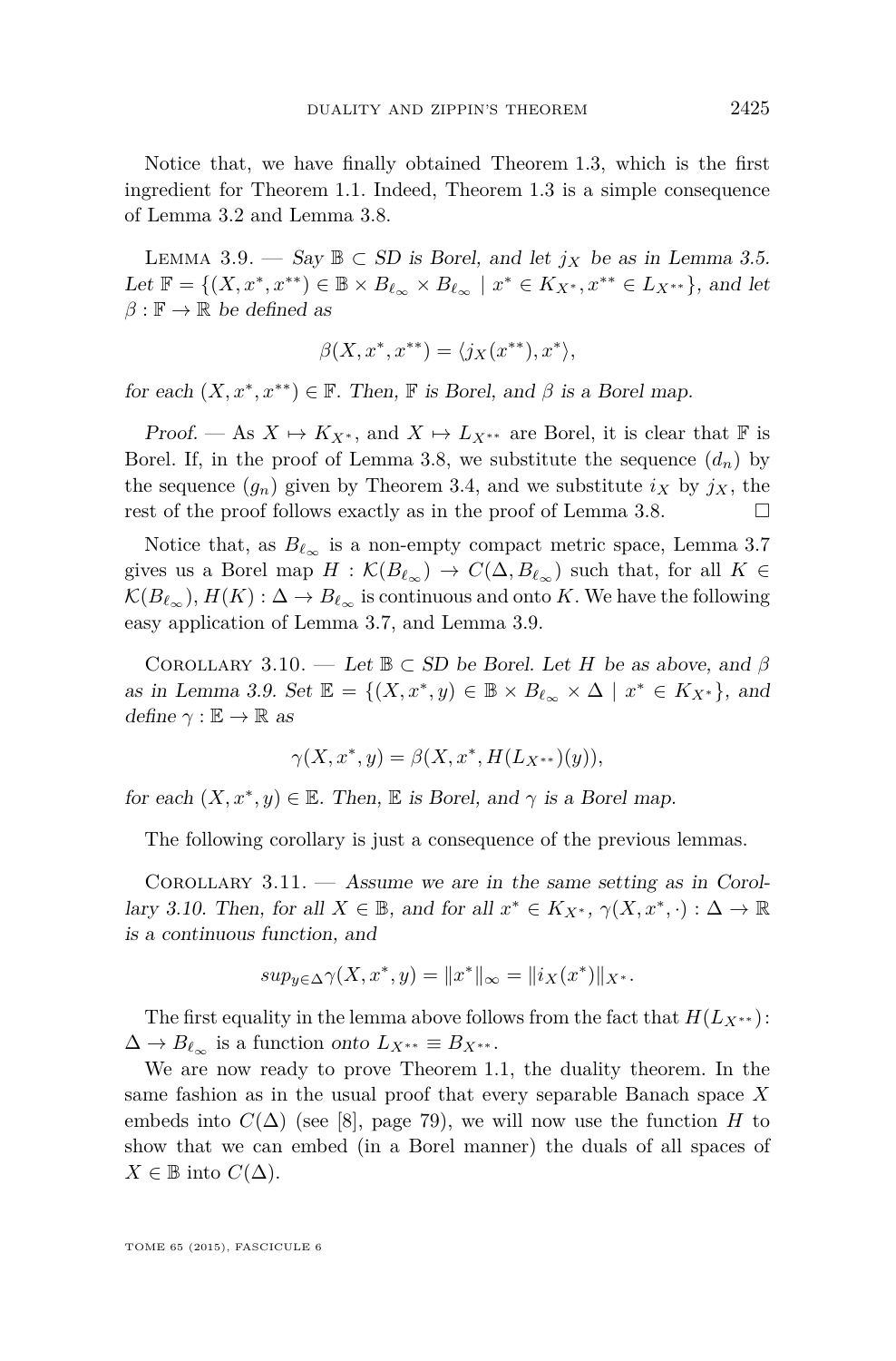Notice that, we have finally obtained Theorem 1.3, which is the first ingredient for Theorem 1.1. Indeed, Theorem 1.3 is a simple consequence of Lemma 3.2 and Lemma 3.8.

Lemma 3.9. — *Say $\mathbb{B} \subset SD$ is Borel, and let $j_X$ be as in Lemma 3.5. Let $\mathbb{F} = \{(X, x^*, x^{**}) \in \mathbb{B} \times B_{\ell_\infty} \times B_{\ell_\infty} \mid x^* \in K_{X^*}, x^{**} \in L_{X^{**}}\}$, and let $\beta : \mathbb{F} \to \mathbb{R}$ be defined as*

$$\beta(X, x^*, x^{**}) = \langle j_X(x^{**}), x^* \rangle,$$

*for each $(X, x^*, x^{**}) \in \mathbb{F}$. Then, $\mathbb{F}$ is Borel, and $\beta$ is a Borel map.*

*Proof.* — As $X \mapsto K_{X^*}$, and $X \mapsto L_{X^{**}}$ are Borel, it is clear that $\mathbb{F}$ is Borel. If, in the proof of Lemma 3.8, we substitute the sequence $(d_n)$ by the sequence $(g_n)$ given by Theorem 3.4, and we substitute $i_X$ by $j_X$, the rest of the proof follows exactly as in the proof of Lemma 3.8. □

Notice that, as $B_{\ell_\infty}$ is a non-empty compact metric space, Lemma 3.7 gives us a Borel map $H : \mathcal{K}(B_{\ell_\infty}) \to C(\Delta, B_{\ell_\infty})$ such that, for all $K \in \mathcal{K}(B_{\ell_\infty})$, $H(K) : \Delta \to B_{\ell_\infty}$ is continuous and onto $K$. We have the following easy application of Lemma 3.7, and Lemma 3.9.

Corollary 3.10. — *Let $\mathbb{B} \subset SD$ be Borel. Let $H$ be as above, and $\beta$ as in Lemma 3.9. Set $\mathbb{E} = \{(X, x^*, y) \in \mathbb{B} \times B_{\ell_\infty} \times \Delta \mid x^* \in K_{X^*}\}$, and define $\gamma : \mathbb{E} \to \mathbb{R}$ as*

$$\gamma(X, x^*, y) = \beta(X, x^*, H(L_{X^{**}})(y)),$$

*for each $(X, x^*, y) \in \mathbb{E}$. Then, $\mathbb{E}$ is Borel, and $\gamma$ is a Borel map.*

The following corollary is just a consequence of the previous lemmas.

Corollary 3.11. — *Assume we are in the same setting as in Corollary 3.10. Then, for all $X \in \mathbb{B}$, and for all $x^* \in K_{X^*}$, $\gamma(X, x^*, \cdot) : \Delta \to \mathbb{R}$ is a continuous function, and*

$$sup_{y \in \Delta} \gamma(X, x^*, y) = \|x^*\|_\infty = \|i_X(x^*)\|_{X^*}.$$

The first equality in the lemma above follows from the fact that $H(L_{X^{**}}) : \Delta \to B_{\ell_\infty}$ is a function *onto* $L_{X^{**}} \equiv B_{X^{**}}$.

We are now ready to prove Theorem 1.1, the duality theorem. In the same fashion as in the usual proof that every separable Banach space $X$ embeds into $C(\Delta)$ (see [8], page 79), we will now use the function $H$ to show that we can embed (in a Borel manner) the duals of all spaces of $X \in \mathbb{B}$ into $C(\Delta)$.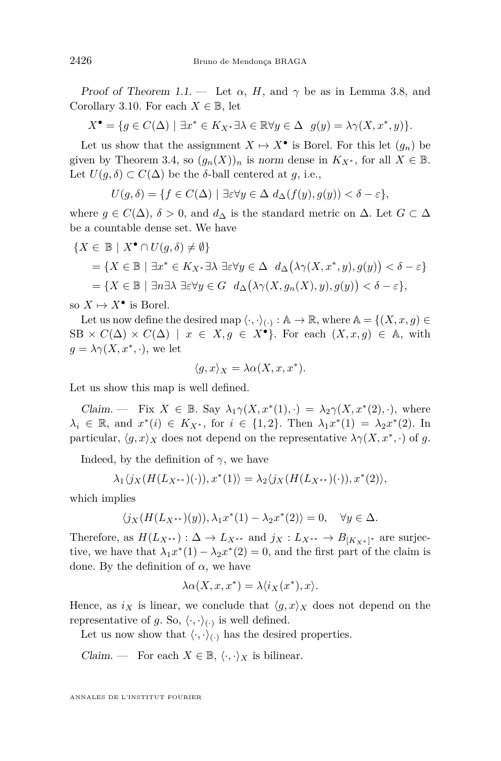*Proof of Theorem 1.1.* — Let $\alpha$, $H$, and $\gamma$ be as in Lemma 3.8, and Corollary 3.10. For each $X \in \mathbb{B}$, let

$$X^\bullet = \{g \in C(\Delta) \mid \exists x^* \in K_{X^*} \exists \lambda \in \mathbb{R} \forall y \in \Delta \;\; g(y) = \lambda\gamma(X, x^*, y)\}.$$

Let us show that the assignment $X \mapsto X^\bullet$ is Borel. For this let $(g_n)$ be given by Theorem 3.4, so $(g_n(X))_n$ is *norm* dense in $K_{X^*}$, for all $X \in \mathbb{B}$. Let $U(g, \delta) \subset C(\Delta)$ be the $\delta$-ball centered at $g$, i.e.,

$$U(g, \delta) = \{f \in C(\Delta) \mid \exists \varepsilon \forall y \in \Delta \;\; d_\Delta(f(y), g(y)) < \delta - \varepsilon\},$$

where $g \in C(\Delta)$, $\delta > 0$, and $d_\Delta$ is the standard metric on $\Delta$. Let $G \subset \Delta$ be a countable dense set. We have

$$\begin{aligned}
&\{X \in \mathbb{B} \mid X^\bullet \cap U(g, \delta) \neq \emptyset\} \\
&\quad = \{X \in \mathbb{B} \mid \exists x^* \in K_{X^*} \exists \lambda \; \exists \varepsilon \forall y \in \Delta \;\; d_\Delta\big(\lambda\gamma(X, x^*, y), g(y)\big) < \delta - \varepsilon\} \\
&\quad = \{X \in \mathbb{B} \mid \exists n \exists \lambda \; \exists \varepsilon \forall y \in G \;\; d_\Delta\big(\lambda\gamma(X, g_n(X), y), g(y)\big) < \delta - \varepsilon\},
\end{aligned}$$

so $X \mapsto X^\bullet$ is Borel.

Let us now define the desired map $\langle \cdot, \cdot \rangle_{(\cdot)} : \mathbb{A} \to \mathbb{R}$, where $\mathbb{A} = \{(X, x, g) \in \mathrm{SB} \times C(\Delta) \times C(\Delta) \mid x \in X, g \in X^\bullet\}$. For each $(X, x, g) \in \mathbb{A}$, with $g = \lambda\gamma(X, x^*, \cdot)$, we let

$$\langle g, x \rangle_X = \lambda\alpha(X, x, x^*).$$

Let us show this map is well defined.

*Claim.* — Fix $X \in \mathbb{B}$. Say $\lambda_1\gamma(X, x^*(1), \cdot) = \lambda_2\gamma(X, x^*(2), \cdot)$, where $\lambda_i \in \mathbb{R}$, and $x^*(i) \in K_{X^*}$, for $i \in \{1, 2\}$. Then $\lambda_1 x^*(1) = \lambda_2 x^*(2)$. In particular, $\langle g, x \rangle_X$ does not depend on the representative $\lambda\gamma(X, x^*, \cdot)$ of $g$.

Indeed, by the definition of $\gamma$, we have

$$\lambda_1 \langle j_X(H(L_{X^{**}})(\cdot)), x^*(1) \rangle = \lambda_2 \langle j_X(H(L_{X^{**}})(\cdot)), x^*(2) \rangle,$$

which implies

$$\langle j_X(H(L_{X^{**}})(y)), \lambda_1 x^*(1) - \lambda_2 x^*(2) \rangle = 0, \quad \forall y \in \Delta.$$

Therefore, as $H(L_{X^{**}}) : \Delta \to L_{X^{**}}$ and $j_X : L_{X^{**}} \to B_{[K_{X^*}]^*}$ are surjective, we have that $\lambda_1 x^*(1) - \lambda_2 x^*(2) = 0$, and the first part of the claim is done. By the definition of $\alpha$, we have

$$\lambda\alpha(X, x, x^*) = \lambda \langle i_X(x^*), x \rangle.$$

Hence, as $i_X$ is linear, we conclude that $\langle g, x \rangle_X$ does not depend on the representative of $g$. So, $\langle \cdot, \cdot \rangle_{(\cdot)}$ is well defined.

Let us now show that $\langle \cdot, \cdot \rangle_{(\cdot)}$ has the desired properties.

*Claim.* — For each $X \in \mathbb{B}$, $\langle \cdot, \cdot \rangle_X$ is bilinear.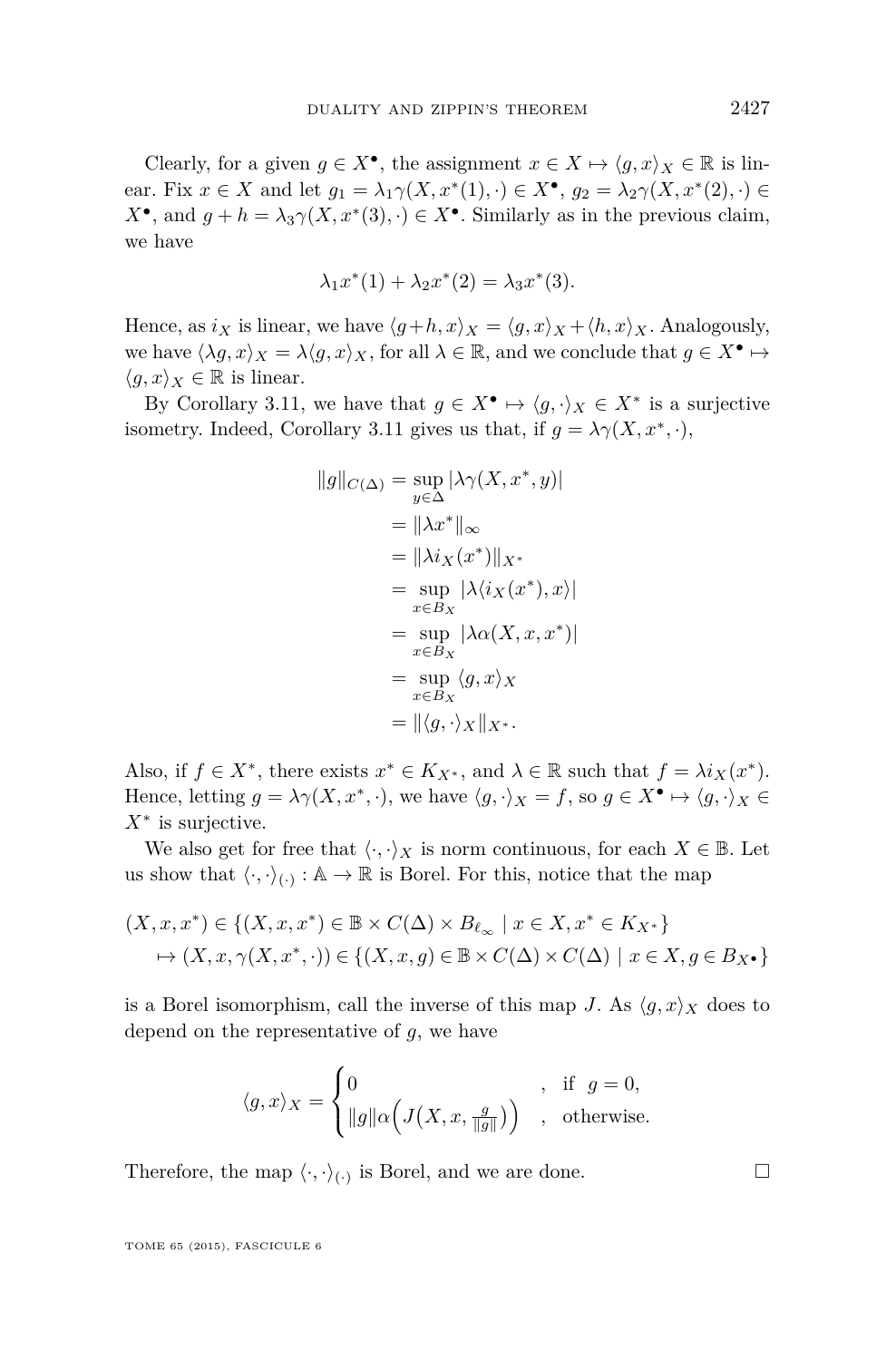Clearly, for a given $g \in X^\bullet$, the assignment $x \in X \mapsto \langle g, x\rangle_X \in \mathbb{R}$ is linear. Fix $x \in X$ and let $g_1 = \lambda_1 \gamma(X, x^*(1), \cdot) \in X^\bullet$, $g_2 = \lambda_2 \gamma(X, x^*(2), \cdot) \in X^\bullet$, and $g + h = \lambda_3 \gamma(X, x^*(3), \cdot) \in X^\bullet$. Similarly as in the previous claim, we have

$$\lambda_1 x^*(1) + \lambda_2 x^*(2) = \lambda_3 x^*(3).$$

Hence, as $i_X$ is linear, we have $\langle g+h, x\rangle_X = \langle g, x\rangle_X + \langle h, x\rangle_X$. Analogously, we have $\langle \lambda g, x\rangle_X = \lambda \langle g, x\rangle_X$, for all $\lambda \in \mathbb{R}$, and we conclude that $g \in X^\bullet \mapsto \langle g, x\rangle_X \in \mathbb{R}$ is linear.

By Corollary 3.11, we have that $g \in X^\bullet \mapsto \langle g, \cdot\rangle_X \in X^*$ is a surjective isometry. Indeed, Corollary 3.11 gives us that, if $g = \lambda \gamma(X, x^*, \cdot)$,

$$\begin{aligned}
\|g\|_{C(\Delta)} &= \sup_{y \in \Delta} |\lambda \gamma(X, x^*, y)| \\
&= \|\lambda x^*\|_\infty \\
&= \|\lambda i_X(x^*)\|_{X^*} \\
&= \sup_{x \in B_X} |\lambda \langle i_X(x^*), x\rangle| \\
&= \sup_{x \in B_X} |\lambda \alpha(X, x, x^*)| \\
&= \sup_{x \in B_X} \langle g, x\rangle_X \\
&= \|\langle g, \cdot\rangle_X\|_{X^*}.
\end{aligned}$$

Also, if $f \in X^*$, there exists $x^* \in K_{X^*}$, and $\lambda \in \mathbb{R}$ such that $f = \lambda i_X(x^*)$. Hence, letting $g = \lambda \gamma(X, x^*, \cdot)$, we have $\langle g, \cdot\rangle_X = f$, so $g \in X^\bullet \mapsto \langle g, \cdot\rangle_X \in X^*$ is surjective.

We also get for free that $\langle \cdot, \cdot\rangle_X$ is norm continuous, for each $X \in \mathbb{B}$. Let us show that $\langle \cdot, \cdot\rangle_{(\cdot)} : \mathbb{A} \to \mathbb{R}$ is Borel. For this, notice that the map

$$\begin{aligned}
&(X, x, x^*) \in \{(X, x, x^*) \in \mathbb{B} \times C(\Delta) \times B_{\ell_\infty} \mid x \in X, x^* \in K_{X^*}\} \\
&\quad \mapsto (X, x, \gamma(X, x^*, \cdot)) \in \{(X, x, g) \in \mathbb{B} \times C(\Delta) \times C(\Delta) \mid x \in X, g \in B_{X^\bullet}\}
\end{aligned}$$

is a Borel isomorphism, call the inverse of this map $J$. As $\langle g, x\rangle_X$ does to depend on the representative of $g$, we have

$$\langle g, x\rangle_X = \begin{cases} 0 & , \text{ if } \ g = 0, \\ \|g\| \alpha\Big(J\big(X, x, \frac{g}{\|g\|}\big)\Big) & , \text{ otherwise.} \end{cases}$$

Therefore, the map $\langle \cdot, \cdot\rangle_{(\cdot)}$ is Borel, and we are done. □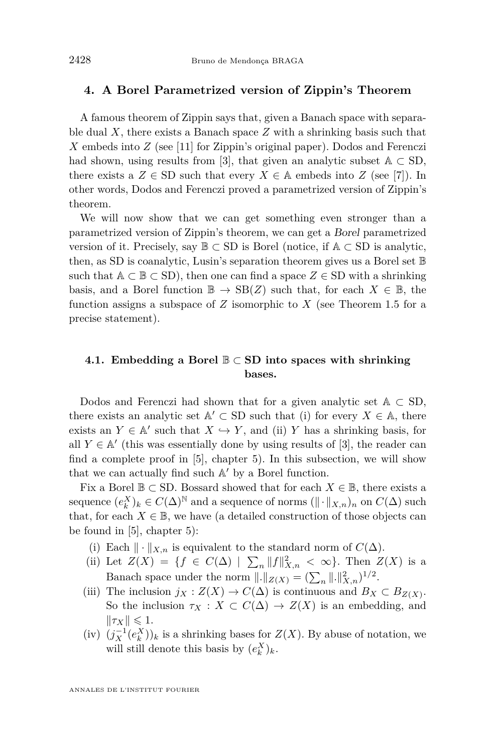## 4. A Borel Parametrized version of Zippin's Theorem

A famous theorem of Zippin says that, given a Banach space with separable dual $X$, there exists a Banach space $Z$ with a shrinking basis such that $X$ embeds into $Z$ (see [11] for Zippin's original paper). Dodos and Ferenczi had shown, using results from [3], that given an analytic subset $\mathbb{A} \subset \mathrm{SD}$, there exists a $Z \in \mathrm{SD}$ such that every $X \in \mathbb{A}$ embeds into $Z$ (see [7]). In other words, Dodos and Ferenczi proved a parametrized version of Zippin's theorem.

We will now show that we can get something even stronger than a parametrized version of Zippin's theorem, we can get a *Borel* parametrized version of it. Precisely, say $\mathbb{B} \subset \mathrm{SD}$ is Borel (notice, if $\mathbb{A} \subset \mathrm{SD}$ is analytic, then, as SD is coanalytic, Lusin's separation theorem gives us a Borel set $\mathbb{B}$ such that $\mathbb{A} \subset \mathbb{B} \subset \mathrm{SD}$), then one can find a space $Z \in \mathrm{SD}$ with a shrinking basis, and a Borel function $\mathbb{B} \to \mathrm{SB}(Z)$ such that, for each $X \in \mathbb{B}$, the function assigns a subspace of $Z$ isomorphic to $X$ (see Theorem 1.5 for a precise statement).

### 4.1. Embedding a Borel $\mathbb{B} \subset$ SD into spaces with shrinking bases.

Dodos and Ferenczi had shown that for a given analytic set $\mathbb{A} \subset \mathrm{SD}$, there exists an analytic set $\mathbb{A}' \subset \mathrm{SD}$ such that (i) for every $X \in \mathbb{A}$, there exists an $Y \in \mathbb{A}'$ such that $X \hookrightarrow Y$, and (ii) $Y$ has a shrinking basis, for all $Y \in \mathbb{A}'$ (this was essentially done by using results of [3], the reader can find a complete proof in [5], chapter 5). In this subsection, we will show that we can actually find such $\mathbb{A}'$ by a Borel function.

Fix a Borel $\mathbb{B} \subset \mathrm{SD}$. Bossard showed that for each $X \in \mathbb{B}$, there exists a sequence $(e^X_k)_k \in C(\Delta)^{\mathbb{N}}$ and a sequence of norms $(\|\cdot\|_{X,n})_n$ on $C(\Delta)$ such that, for each $X \in \mathbb{B}$, we have (a detailed construction of those objects can be found in [5], chapter 5):

(i) Each $\|\cdot\|_{X,n}$ is equivalent to the standard norm of $C(\Delta)$.

(ii) Let $Z(X) = \{f \in C(\Delta) \mid \sum_n \|f\|^2_{X,n} < \infty\}$. Then $Z(X)$ is a Banach space under the norm $\|.\|_{Z(X)} = (\sum_n \|.\|^2_{X,n})^{1/2}$.

(iii) The inclusion $j_X : Z(X) \to C(\Delta)$ is continuous and $B_X \subset B_{Z(X)}$. So the inclusion $\tau_X : X \subset C(\Delta) \to Z(X)$ is an embedding, and $\|\tau_X\| \leqslant 1$.

(iv) $(j^{-1}_X(e^X_k))_k$ is a shrinking bases for $Z(X)$. By abuse of notation, we will still denote this basis by $(e^X_k)_k$.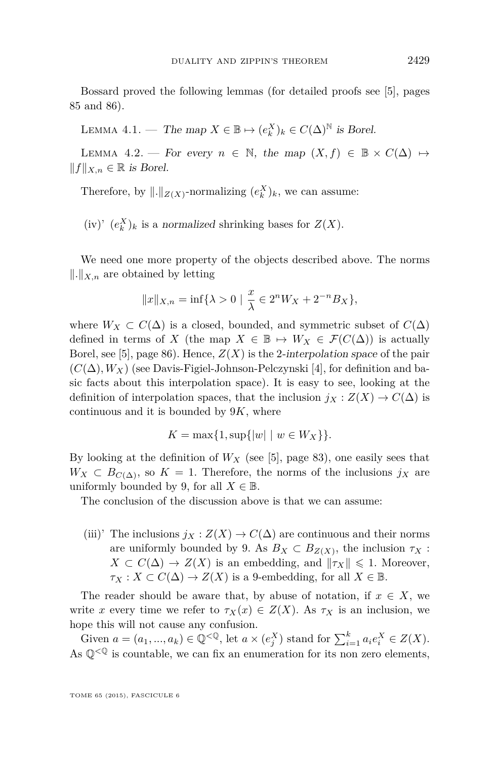Bossard proved the following lemmas (for detailed proofs see [5], pages 85 and 86).

Lemma 4.1. — *The map $X \in \mathbb{B} \mapsto (e_k^X)_k \in C(\Delta)^{\mathbb{N}}$ is Borel.*

Lemma 4.2. — *For every $n \in \mathbb{N}$, the map $(X, f) \in \mathbb{B} \times C(\Delta) \mapsto \|f\|_{X,n} \in \mathbb{R}$ is Borel.*

Therefore, by $\|.\|_{Z(X)}$-normalizing $(e_k^X)_k$, we can assume:

(iv)' $(e_k^X)_k$ is a *normalized* shrinking bases for $Z(X)$.

We need one more property of the objects described above. The norms $\|.\|_{X,n}$ are obtained by letting

$$\|x\|_{X,n} = \inf\{\lambda > 0 \mid \frac{x}{\lambda} \in 2^n W_X + 2^{-n} B_X\},$$

where $W_X \subset C(\Delta)$ is a closed, bounded, and symmetric subset of $C(\Delta)$ defined in terms of $X$ (the map $X \in \mathbb{B} \mapsto W_X \in \mathcal{F}(C(\Delta))$ is actually Borel, see [5], page 86). Hence, $Z(X)$ is the 2-*interpolation space* of the pair $(C(\Delta), W_X)$ (see Davis-Figiel-Johnson-Pelczynski [4], for definition and basic facts about this interpolation space). It is easy to see, looking at the definition of interpolation spaces, that the inclusion $j_X : Z(X) \to C(\Delta)$ is continuous and it is bounded by $9K$, where

$$K = \max\{1, \sup\{|w| \mid w \in W_X\}\}.$$

By looking at the definition of $W_X$ (see [5], page 83), one easily sees that $W_X \subset B_{C(\Delta)}$, so $K = 1$. Therefore, the norms of the inclusions $j_X$ are uniformly bounded by 9, for all $X \in \mathbb{B}$.

The conclusion of the discussion above is that we can assume:

(iii)' The inclusions $j_X : Z(X) \to C(\Delta)$ are continuous and their norms are uniformly bounded by 9. As $B_X \subset B_{Z(X)}$, the inclusion $\tau_X : X \subset C(\Delta) \to Z(X)$ is an embedding, and $\|\tau_X\| \leqslant 1$. Moreover, $\tau_X : X \subset C(\Delta) \to Z(X)$ is a 9-embedding, for all $X \in \mathbb{B}$.

The reader should be aware that, by abuse of notation, if $x \in X$, we write $x$ every time we refer to $\tau_X(x) \in Z(X)$. As $\tau_X$ is an inclusion, we hope this will not cause any confusion.

Given $a = (a_1, ..., a_k) \in \mathbb{Q}^{<\mathbb{Q}}$, let $a \times (e_j^X)$ stand for $\sum_{i=1}^k a_i e_i^X \in Z(X)$. As $\mathbb{Q}^{<\mathbb{Q}}$ is countable, we can fix an enumeration for its non zero elements,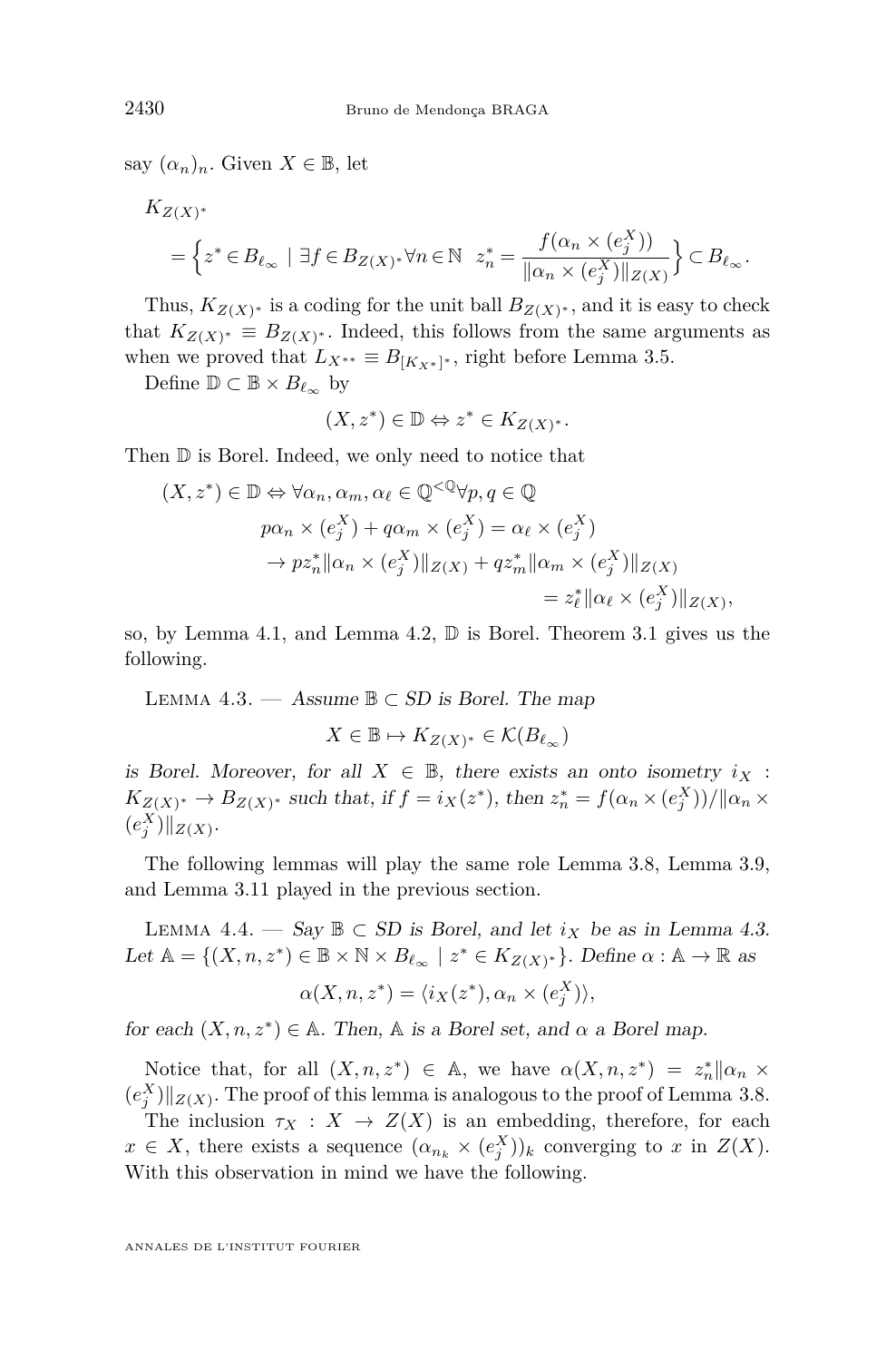say $(\alpha_n)_n$. Given $X \in \mathbb{B}$, let

$$K_{Z(X)^*}$$
$$= \Big\{ z^* \in B_{\ell_\infty} \mid \exists f \in B_{Z(X)^*} \forall n \in \mathbb{N} \ \ z^*_n = \frac{f(\alpha_n \times (e^X_j))}{\|\alpha_n \times (e^X_j)\|_{Z(X)}} \Big\} \subset B_{\ell_\infty}.$$

Thus, $K_{Z(X)^*}$ is a coding for the unit ball $B_{Z(X)^*}$, and it is easy to check that $K_{Z(X)^*} \equiv B_{Z(X)^*}$. Indeed, this follows from the same arguments as when we proved that $L_{X^{**}} \equiv B_{[K_{X^*}]^*}$, right before Lemma 3.5.

Define $\mathbb{D} \subset \mathbb{B} \times B_{\ell_\infty}$ by

$$(X, z^*) \in \mathbb{D} \Leftrightarrow z^* \in K_{Z(X)^*}.$$

Then $\mathbb{D}$ is Borel. Indeed, we only need to notice that

$$\begin{aligned}(X, z^*) \in \mathbb{D} \Leftrightarrow \ & \forall \alpha_n, \alpha_m, \alpha_\ell \in \mathbb{Q}^{<\mathbb{Q}} \forall p, q \in \mathbb{Q} \\ & p\alpha_n \times (e^X_j) + q\alpha_m \times (e^X_j) = \alpha_\ell \times (e^X_j) \\ & \to p z^*_n \|\alpha_n \times (e^X_j)\|_{Z(X)} + q z^*_m \|\alpha_m \times (e^X_j)\|_{Z(X)} \\ & \qquad\qquad\qquad\qquad = z^*_\ell \|\alpha_\ell \times (e^X_j)\|_{Z(X)},\end{aligned}$$

so, by Lemma 4.1, and Lemma 4.2, $\mathbb{D}$ is Borel. Theorem 3.1 gives us the following.

Lemma 4.3. — *Assume $\mathbb{B} \subset SD$ is Borel. The map*

$$X \in \mathbb{B} \mapsto K_{Z(X)^*} \in \mathcal{K}(B_{\ell_\infty})$$

*is Borel. Moreover, for all $X \in \mathbb{B}$, there exists an onto isometry $i_X : K_{Z(X)^*} \to B_{Z(X)^*}$ such that, if $f = i_X(z^*)$, then $z^*_n = f(\alpha_n \times (e^X_j))/\|\alpha_n \times (e^X_j)\|_{Z(X)}$.*

The following lemmas will play the same role Lemma 3.8, Lemma 3.9, and Lemma 3.11 played in the previous section.

Lemma 4.4. — *Say $\mathbb{B} \subset SD$ is Borel, and let $i_X$ be as in Lemma 4.3. Let $\mathbb{A} = \{(X, n, z^*) \in \mathbb{B} \times \mathbb{N} \times B_{\ell_\infty} \mid z^* \in K_{Z(X)^*}\}$. Define $\alpha : \mathbb{A} \to \mathbb{R}$ as*

$$\alpha(X, n, z^*) = \langle i_X(z^*), \alpha_n \times (e^X_j) \rangle,$$

*for each $(X, n, z^*) \in \mathbb{A}$. Then, $\mathbb{A}$ is a Borel set, and $\alpha$ a Borel map.*

Notice that, for all $(X, n, z^*) \in \mathbb{A}$, we have $\alpha(X, n, z^*) = z^*_n \|\alpha_n \times (e^X_j)\|_{Z(X)}$. The proof of this lemma is analogous to the proof of Lemma 3.8.

The inclusion $\tau_X : X \to Z(X)$ is an embedding, therefore, for each $x \in X$, there exists a sequence $(\alpha_{n_k} \times (e^X_j))_k$ converging to $x$ in $Z(X)$. With this observation in mind we have the following.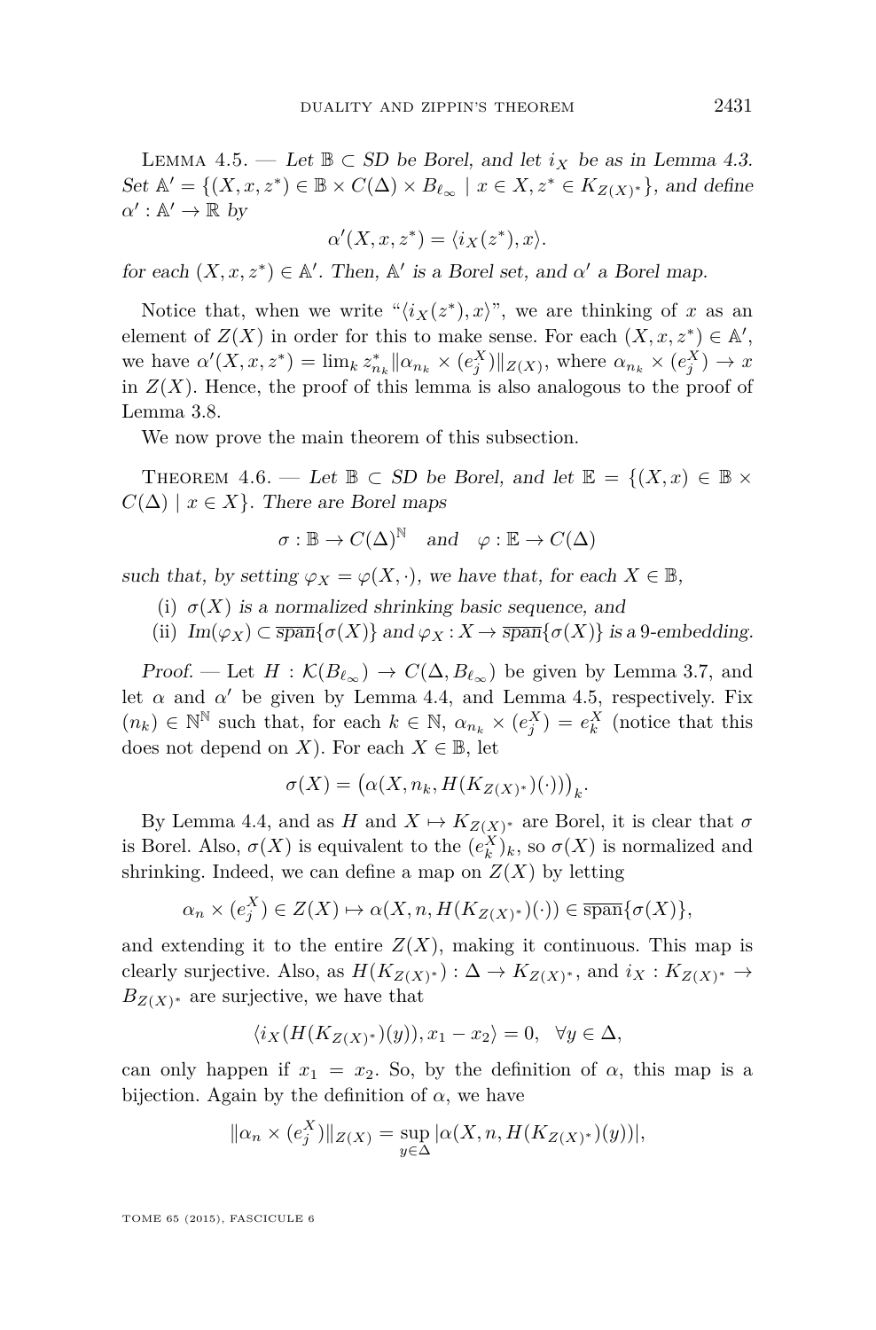Lemma 4.5. — *Let $\mathbb{B} \subset SD$ be Borel, and let $i_X$ be as in Lemma 4.3. Set $\mathbb{A}' = \{(X, x, z^*) \in \mathbb{B} \times C(\Delta) \times B_{\ell_\infty} \mid x \in X, z^* \in K_{Z(X)^*}\}$, and define $\alpha' : \mathbb{A}' \to \mathbb{R}$ by*

$$\alpha'(X, x, z^*) = \langle i_X(z^*), x\rangle.$$

*for each $(X, x, z^*) \in \mathbb{A}'$. Then, $\mathbb{A}'$ is a Borel set, and $\alpha'$ a Borel map.*

Notice that, when we write "$\langle i_X(z^*), x\rangle$", we are thinking of $x$ as an element of $Z(X)$ in order for this to make sense. For each $(X, x, z^*) \in \mathbb{A}'$, we have $\alpha'(X, x, z^*) = \lim_k z^*_{n_k} \|\alpha_{n_k} \times (e^X_j)\|_{Z(X)}$, where $\alpha_{n_k} \times (e^X_j) \to x$ in $Z(X)$. Hence, the proof of this lemma is also analogous to the proof of Lemma 3.8.

We now prove the main theorem of this subsection.

Theorem 4.6. — *Let $\mathbb{B} \subset SD$ be Borel, and let $\mathbb{E} = \{(X, x) \in \mathbb{B} \times C(\Delta) \mid x \in X\}$. There are Borel maps*

$$\sigma : \mathbb{B} \to C(\Delta)^{\mathbb{N}} \quad \text{and} \quad \varphi : \mathbb{E} \to C(\Delta)$$

*such that, by setting $\varphi_X = \varphi(X, \cdot)$, we have that, for each $X \in \mathbb{B}$,*

(i) *$\sigma(X)$ is a normalized shrinking basic sequence, and*

(ii) *$\mathrm{Im}(\varphi_X) \subset \overline{\mathrm{span}}\{\sigma(X)\}$ and $\varphi_X : X \to \overline{\mathrm{span}}\{\sigma(X)\}$ is a 9-embedding.*

*Proof.* — Let $H : \mathcal{K}(B_{\ell_\infty}) \to C(\Delta, B_{\ell_\infty})$ be given by Lemma 3.7, and let $\alpha$ and $\alpha'$ be given by Lemma 4.4, and Lemma 4.5, respectively. Fix $(n_k) \in \mathbb{N}^{\mathbb{N}}$ such that, for each $k \in \mathbb{N}$, $\alpha_{n_k} \times (e^X_j) = e^X_k$ (notice that this does not depend on $X$). For each $X \in \mathbb{B}$, let

$$\sigma(X) = \big(\alpha(X, n_k, H(K_{Z(X)^*})(\cdot))\big)_k.$$

By Lemma 4.4, and as $H$ and $X \mapsto K_{Z(X)^*}$ are Borel, it is clear that $\sigma$ is Borel. Also, $\sigma(X)$ is equivalent to the $(e^X_k)_k$, so $\sigma(X)$ is normalized and shrinking. Indeed, we can define a map on $Z(X)$ by letting

$$\alpha_n \times (e^X_j) \in Z(X) \mapsto \alpha(X, n, H(K_{Z(X)^*})(\cdot)) \in \overline{\mathrm{span}}\{\sigma(X)\},$$

and extending it to the entire $Z(X)$, making it continuous. This map is clearly surjective. Also, as $H(K_{Z(X)^*}) : \Delta \to K_{Z(X)^*}$, and $i_X : K_{Z(X)^*} \to B_{Z(X)^*}$ are surjective, we have that

$$\langle i_X(H(K_{Z(X)^*})(y)), x_1 - x_2\rangle = 0, \quad \forall y \in \Delta,$$

can only happen if $x_1 = x_2$. So, by the definition of $\alpha$, this map is a bijection. Again by the definition of $\alpha$, we have

$$\|\alpha_n \times (e^X_j)\|_{Z(X)} = \sup_{y \in \Delta} |\alpha(X, n, H(K_{Z(X)^*})(y))|,$$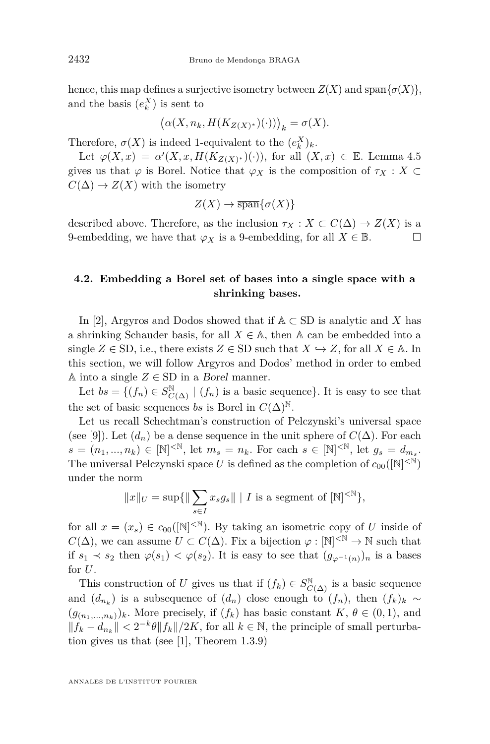hence, this map defines a surjective isometry between $Z(X)$ and $\overline{\text{span}}\{\sigma(X)\}$, and the basis $(e_k^X)$ is sent to

$$\big(\alpha(X, n_k, H(K_{Z(X)^*})(\cdot))\big)_k = \sigma(X).$$

Therefore, $\sigma(X)$ is indeed 1-equivalent to the $(e_k^X)_k$.

Let $\varphi(X,x) = \alpha'(X, x, H(K_{Z(X)^*})(\cdot))$, for all $(X,x) \in \mathbb{E}$. Lemma 4.5 gives us that $\varphi$ is Borel. Notice that $\varphi_X$ is the composition of $\tau_X : X \subset C(\Delta) \to Z(X)$ with the isometry

$$Z(X) \to \overline{\text{span}}\{\sigma(X)\}$$

described above. Therefore, as the inclusion $\tau_X : X \subset C(\Delta) \to Z(X)$ is a 9-embedding, we have that $\varphi_X$ is a 9-embedding, for all $X \in \mathbb{B}$. □

## 4.2. Embedding a Borel set of bases into a single space with a shrinking bases.

In [2], Argyros and Dodos showed that if $\mathbb{A} \subset \text{SD}$ is analytic and $X$ has a shrinking Schauder basis, for all $X \in \mathbb{A}$, then $\mathbb{A}$ can be embedded into a single $Z \in \text{SD}$, i.e., there exists $Z \in \text{SD}$ such that $X \hookrightarrow Z$, for all $X \in \mathbb{A}$. In this section, we will follow Argyros and Dodos' method in order to embed $\mathbb{A}$ into a single $Z \in \text{SD}$ in a *Borel* manner.

Let $bs = \{(f_n) \in S_{C(\Delta)}^{\mathbb{N}} \mid (f_n) \text{ is a basic sequence}\}$. It is easy to see that the set of basic sequences $bs$ is Borel in $C(\Delta)^{\mathbb{N}}$.

Let us recall Schechtman's construction of Pelczynski's universal space (see [9]). Let $(d_n)$ be a dense sequence in the unit sphere of $C(\Delta)$. For each $s = (n_1, ..., n_k) \in [\mathbb{N}]^{<\mathbb{N}}$, let $m_s = n_k$. For each $s \in [\mathbb{N}]^{<\mathbb{N}}$, let $g_s = d_{m_s}$. The universal Pelczynski space $U$ is defined as the completion of $c_{00}([\mathbb{N}]^{<\mathbb{N}})$ under the norm

$$\|x\|_U = \sup\{\|\sum_{s\in I} x_s g_s\| \mid I \text{ is a segment of } [\mathbb{N}]^{<\mathbb{N}}\},$$

for all $x = (x_s) \in c_{00}([\mathbb{N}]^{<\mathbb{N}})$. By taking an isometric copy of $U$ inside of $C(\Delta)$, we can assume $U \subset C(\Delta)$. Fix a bijection $\varphi : [\mathbb{N}]^{<\mathbb{N}} \to \mathbb{N}$ such that if $s_1 \prec s_2$ then $\varphi(s_1) < \varphi(s_2)$. It is easy to see that $(g_{\varphi^{-1}(n)})_n$ is a bases for $U$.

This construction of $U$ gives us that if $(f_k) \in S_{C(\Delta)}^{\mathbb{N}}$ is a basic sequence and $(d_{n_k})$ is a subsequence of $(d_n)$ close enough to $(f_n)$, then $(f_k)_k \sim (g_{(n_1,...,n_k)})_k$. More precisely, if $(f_k)$ has basic constant $K$, $\theta \in (0,1)$, and $\|f_k - d_{n_k}\| < 2^{-k}\theta\|f_k\|/2K$, for all $k \in \mathbb{N}$, the principle of small perturbation gives us that (see [1], Theorem 1.3.9)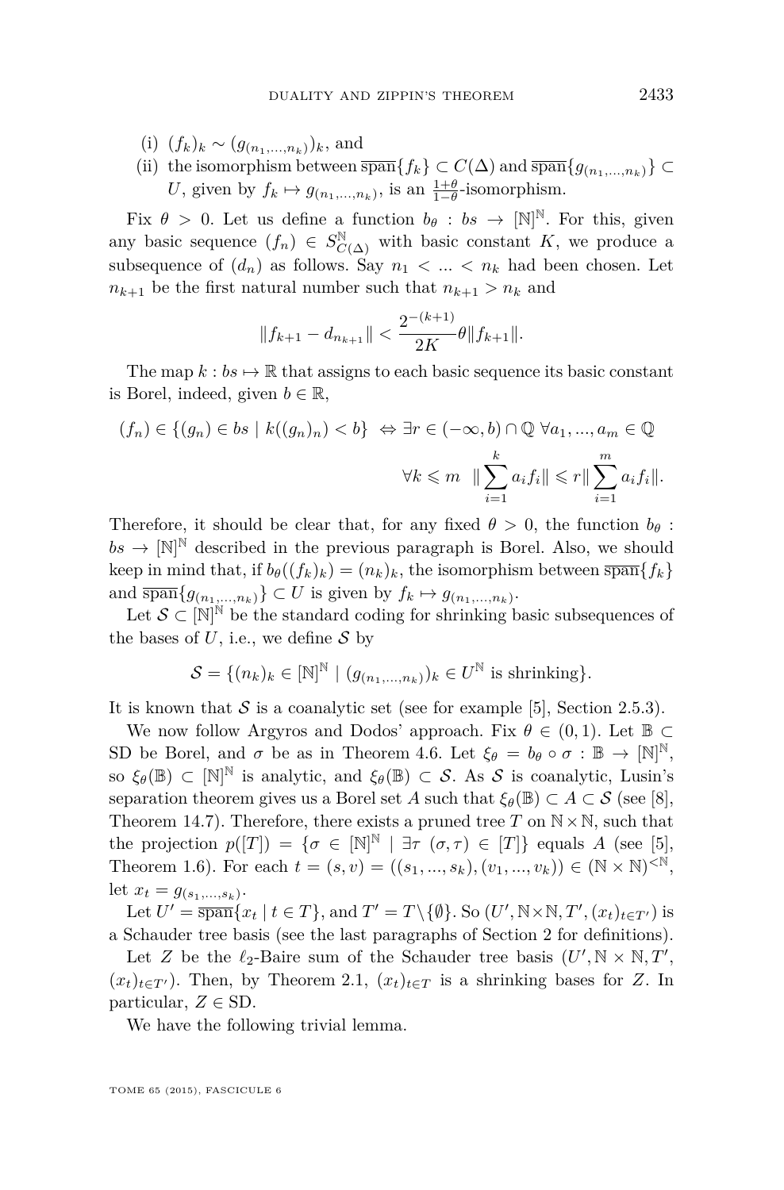(i) $(f_k)_k \sim (g_{(n_1,...,n_k)})_k$, and

(ii) the isomorphism between $\overline{\text{span}}\{f_k\} \subset C(\Delta)$ and $\overline{\text{span}}\{g_{(n_1,...,n_k)}\} \subset U$, given by $f_k \mapsto g_{(n_1,...,n_k)}$, is an $\frac{1+\theta}{1-\theta}$-isomorphism.

Fix $\theta > 0$. Let us define a function $b_\theta : bs \to [\mathbb{N}]^{\mathbb{N}}$. For this, given any basic sequence $(f_n) \in S_{C(\Delta)}^{\mathbb{N}}$ with basic constant $K$, we produce a subsequence of $(d_n)$ as follows. Say $n_1 < ... < n_k$ had been chosen. Let $n_{k+1}$ be the first natural number such that $n_{k+1} > n_k$ and

$$\|f_{k+1} - d_{n_{k+1}}\| < \frac{2^{-(k+1)}}{2K}\theta\|f_{k+1}\|.$$

The map $k : bs \mapsto \mathbb{R}$ that assigns to each basic sequence its basic constant is Borel, indeed, given $b \in \mathbb{R}$,

$$(f_n) \in \{(g_n) \in bs \mid k((g_n)_n) < b\} \Leftrightarrow \exists r \in (-\infty, b) \cap \mathbb{Q}\ \forall a_1, ..., a_m \in \mathbb{Q}$$
$$\forall k \leqslant m\ \ \|\sum_{i=1}^{k} a_i f_i\| \leqslant r\|\sum_{i=1}^{m} a_i f_i\|.$$

Therefore, it should be clear that, for any fixed $\theta > 0$, the function $b_\theta : bs \to [\mathbb{N}]^{\mathbb{N}}$ described in the previous paragraph is Borel. Also, we should keep in mind that, if $b_\theta((f_k)_k) = (n_k)_k$, the isomorphism between $\overline{\text{span}}\{f_k\}$ and $\overline{\text{span}}\{g_{(n_1,...,n_k)}\} \subset U$ is given by $f_k \mapsto g_{(n_1,...,n_k)}$.

Let $\mathcal{S} \subset [\mathbb{N}]^{\mathbb{N}}$ be the standard coding for shrinking basic subsequences of the bases of $U$, i.e., we define $\mathcal{S}$ by

$$\mathcal{S} = \{(n_k)_k \in [\mathbb{N}]^{\mathbb{N}} \mid (g_{(n_1,...,n_k)})_k \in U^{\mathbb{N}} \text{ is shrinking}\}.$$

It is known that $\mathcal{S}$ is a coanalytic set (see for example [5], Section 2.5.3).

We now follow Argyros and Dodos' approach. Fix $\theta \in (0, 1)$. Let $\mathbb{B} \subset \text{SD}$ be Borel, and $\sigma$ be as in Theorem 4.6. Let $\xi_\theta = b_\theta \circ \sigma : \mathbb{B} \to [\mathbb{N}]^{\mathbb{N}}$, so $\xi_\theta(\mathbb{B}) \subset [\mathbb{N}]^{\mathbb{N}}$ is analytic, and $\xi_\theta(\mathbb{B}) \subset \mathcal{S}$. As $\mathcal{S}$ is coanalytic, Lusin's separation theorem gives us a Borel set $A$ such that $\xi_\theta(\mathbb{B}) \subset A \subset \mathcal{S}$ (see [8], Theorem 14.7). Therefore, there exists a pruned tree $T$ on $\mathbb{N} \times \mathbb{N}$, such that the projection $p([T]) = \{\sigma \in [\mathbb{N}]^{\mathbb{N}} \mid \exists \tau\ (\sigma, \tau) \in [T]\}$ equals $A$ (see [5], Theorem 1.6). For each $t = (s, v) = ((s_1, ..., s_k), (v_1, ..., v_k)) \in (\mathbb{N} \times \mathbb{N})^{<\mathbb{N}}$, let $x_t = g_{(s_1,...,s_k)}$.

Let $U' = \overline{\text{span}}\{x_t \mid t \in T\}$, and $T' = T\backslash\{\emptyset\}$. So $(U', \mathbb{N}\times\mathbb{N}, T', (x_t)_{t\in T'})$ is a Schauder tree basis (see the last paragraphs of Section 2 for definitions).

Let $Z$ be the $\ell_2$-Baire sum of the Schauder tree basis $(U', \mathbb{N} \times \mathbb{N}, T', (x_t)_{t\in T'})$. Then, by Theorem 2.1, $(x_t)_{t\in T}$ is a shrinking bases for $Z$. In particular, $Z \in \text{SD}$.

We have the following trivial lemma.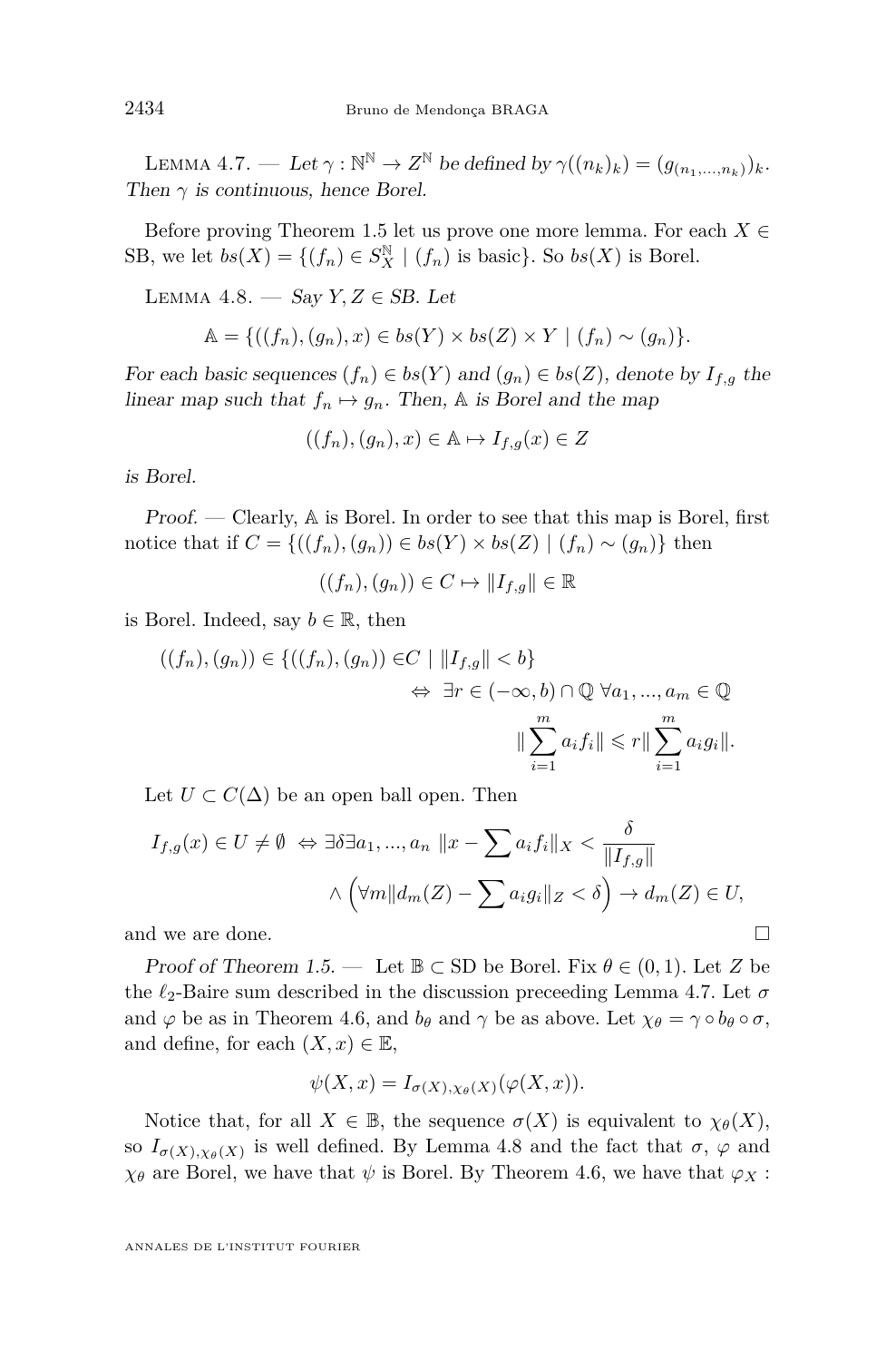Lemma 4.7. — *Let $\gamma : \mathbb{N}^{\mathbb{N}} \to Z^{\mathbb{N}}$ be defined by $\gamma((n_k)_k) = (g_{(n_1,...,n_k)})_k$. Then $\gamma$ is continuous, hence Borel.*

Before proving Theorem 1.5 let us prove one more lemma. For each $X \in$ SB, we let $bs(X) = \{(f_n) \in S_X^{\mathbb{N}} \mid (f_n) \text{ is basic}\}$. So $bs(X)$ is Borel.

Lemma 4.8. — *Say $Y, Z \in SB$. Let*

$$\mathbb{A} = \{((f_n), (g_n), x) \in bs(Y) \times bs(Z) \times Y \mid (f_n) \sim (g_n)\}.$$

*For each basic sequences $(f_n) \in bs(Y)$ and $(g_n) \in bs(Z)$, denote by $I_{f,g}$ the linear map such that $f_n \mapsto g_n$. Then, $\mathbb{A}$ is Borel and the map*

$$((f_n), (g_n), x) \in \mathbb{A} \mapsto I_{f,g}(x) \in Z$$

*is Borel.*

*Proof.* — Clearly, $\mathbb{A}$ is Borel. In order to see that this map is Borel, first notice that if $C = \{((f_n), (g_n)) \in bs(Y) \times bs(Z) \mid (f_n) \sim (g_n)\}$ then

$$((f_n), (g_n)) \in C \mapsto \|I_{f,g}\| \in \mathbb{R}$$

is Borel. Indeed, say $b \in \mathbb{R}$, then

$$\begin{aligned} ((f_n), (g_n)) \in \{((f_n), (g_n)) \in & C \mid \|I_{f,g}\| < b\} \\ & \Leftrightarrow \ \exists r \in (-\infty, b) \cap \mathbb{Q} \ \forall a_1, ..., a_m \in \mathbb{Q} \\ & \qquad \|\sum_{i=1}^{m} a_i f_i\| \leqslant r \|\sum_{i=1}^{m} a_i g_i\|. \end{aligned}$$

Let $U \subset C(\Delta)$ be an open ball open. Then

$$\begin{aligned} I_{f,g}(x) \in U \neq \emptyset \ \Leftrightarrow \ & \exists \delta \exists a_1, ..., a_n \ \|x - \sum a_i f_i\|_X < \frac{\delta}{\|I_{f,g}\|} \\ & \wedge \Big(\forall m \|d_m(Z) - \sum a_i g_i\|_Z < \delta\Big) \to d_m(Z) \in U, \end{aligned}$$

and we are done. $\square$

*Proof of Theorem 1.5.* — Let $\mathbb{B} \subset$ SD be Borel. Fix $\theta \in (0, 1)$. Let $Z$ be the $\ell_2$-Baire sum described in the discussion preceeding Lemma 4.7. Let $\sigma$ and $\varphi$ be as in Theorem 4.6, and $b_\theta$ and $\gamma$ be as above. Let $\chi_\theta = \gamma \circ b_\theta \circ \sigma$, and define, for each $(X, x) \in \mathbb{E}$,

$$\psi(X, x) = I_{\sigma(X), \chi_\theta(X)}(\varphi(X, x)).$$

Notice that, for all $X \in \mathbb{B}$, the sequence $\sigma(X)$ is equivalent to $\chi_\theta(X)$, so $I_{\sigma(X), \chi_\theta(X)}$ is well defined. By Lemma 4.8 and the fact that $\sigma$, $\varphi$ and $\chi_\theta$ are Borel, we have that $\psi$ is Borel. By Theorem 4.6, we have that $\varphi_X$ :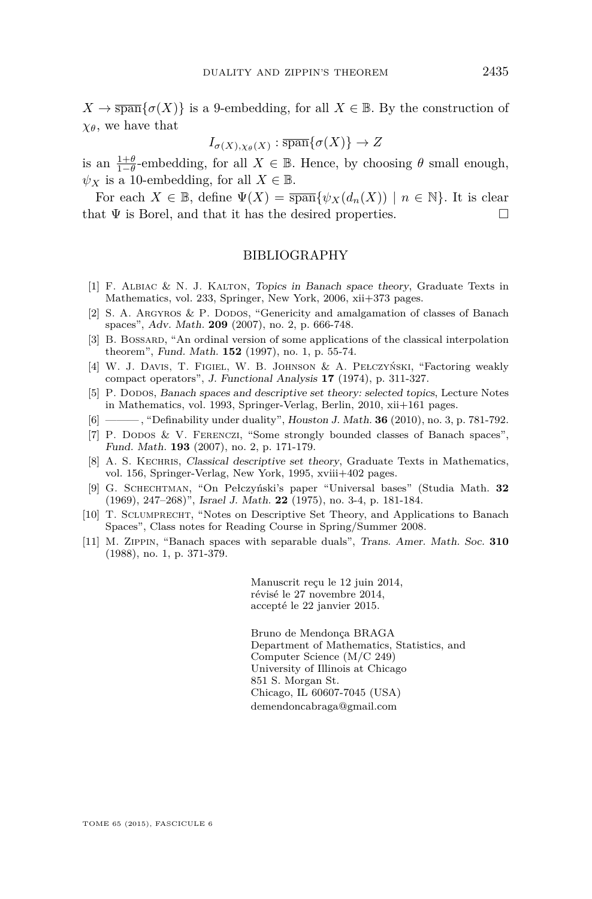$X \to \overline{\text{span}}\{\sigma(X)\}$ is a 9-embedding, for all $X \in \mathbb{B}$. By the construction of $\chi_\theta$, we have that

$$I_{\sigma(X),\chi_\theta(X)} : \overline{\text{span}}\{\sigma(X)\} \to Z$$

is an $\frac{1+\theta}{1-\theta}$-embedding, for all $X \in \mathbb{B}$. Hence, by choosing $\theta$ small enough, $\psi_X$ is a 10-embedding, for all $X \in \mathbb{B}$.

For each $X \in \mathbb{B}$, define $\Psi(X) = \overline{\text{span}}\{\psi_X(d_n(X)) \mid n \in \mathbb{N}\}$. It is clear that $\Psi$ is Borel, and that it has the desired properties. □

## BIBLIOGRAPHY

[1] F. Albiac & N. J. Kalton, *Topics in Banach space theory*, Graduate Texts in Mathematics, vol. 233, Springer, New York, 2006, xii+373 pages.

[2] S. A. Argyros & P. Dodos, "Genericity and amalgamation of classes of Banach spaces", *Adv. Math.* **209** (2007), no. 2, p. 666-748.

[3] B. Bossard, "An ordinal version of some applications of the classical interpolation theorem", *Fund. Math.* **152** (1997), no. 1, p. 55-74.

[4] W. J. Davis, T. Figiel, W. B. Johnson & A. Pełczyński, "Factoring weakly compact operators", *J. Functional Analysis* **17** (1974), p. 311-327.

[5] P. Dodos, *Banach spaces and descriptive set theory: selected topics*, Lecture Notes in Mathematics, vol. 1993, Springer-Verlag, Berlin, 2010, xii+161 pages.

[6] ———, "Definability under duality", *Houston J. Math.* **36** (2010), no. 3, p. 781-792.

[7] P. Dodos & V. Ferenczi, "Some strongly bounded classes of Banach spaces", *Fund. Math.* **193** (2007), no. 2, p. 171-179.

[8] A. S. Kechris, *Classical descriptive set theory*, Graduate Texts in Mathematics, vol. 156, Springer-Verlag, New York, 1995, xviii+402 pages.

[9] G. Schechtman, "On Pełczyński's paper "Universal bases" (Studia Math. **32** (1969), 247–268)", *Israel J. Math.* **22** (1975), no. 3-4, p. 181-184.

[10] T. Sclumprecht, "Notes on Descriptive Set Theory, and Applications to Banach Spaces", Class notes for Reading Course in Spring/Summer 2008.

[11] M. Zippin, "Banach spaces with separable duals", *Trans. Amer. Math. Soc.* **310** (1988), no. 1, p. 371-379.

Manuscrit reçu le 12 juin 2014,
révisé le 27 novembre 2014,
accepté le 22 janvier 2015.

Bruno de Mendonça BRAGA
Department of Mathematics, Statistics, and Computer Science (M/C 249)
University of Illinois at Chicago
851 S. Morgan St.
Chicago, IL 60607-7045 (USA)
demendoncabraga@gmail.com